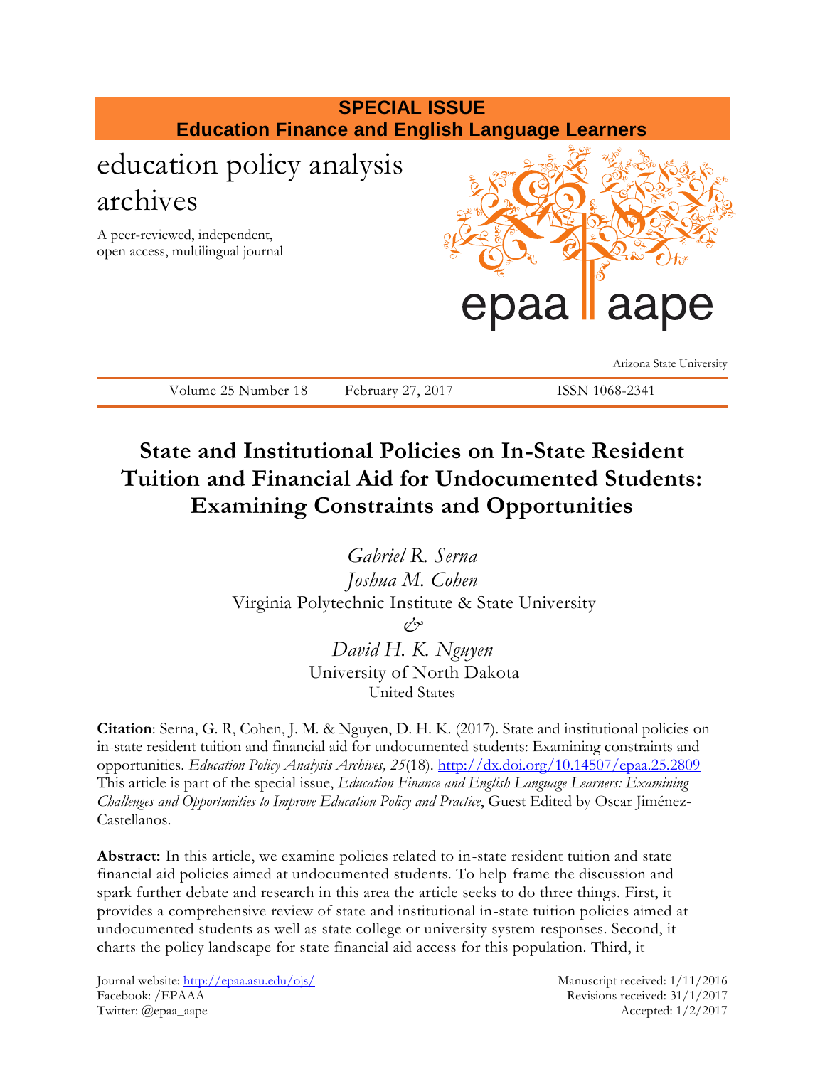**SPECIAL ISSUE**
**Education Finance and English Language Learners**

education policy analysis archives

A peer-reviewed, independent, open access, multilingual journal

epaa aape

Arizona State University

Volume 25 Number 18 February 27, 2017 ISSN 1068-2341

# State and Institutional Policies on In-State Resident Tuition and Financial Aid for Undocumented Students: Examining Constraints and Opportunities

*Gabriel R. Serna*
*Joshua M. Cohen*
Virginia Polytechnic Institute & State University
*&*
*David H. K. Nguyen*
University of North Dakota
United States

**Citation**: Serna, G. R, Cohen, J. M. & Nguyen, D. H. K. (2017). State and institutional policies on in-state resident tuition and financial aid for undocumented students: Examining constraints and opportunities. *Education Policy Analysis Archives, 25*(18). http://dx.doi.org/10.14507/epaa.25.2809
This article is part of the special issue, *Education Finance and English Language Learners: Examining Challenges and Opportunities to Improve Education Policy and Practice*, Guest Edited by Oscar Jiménez-Castellanos.

**Abstract:** In this article, we examine policies related to in-state resident tuition and state financial aid policies aimed at undocumented students. To help frame the discussion and spark further debate and research in this area the article seeks to do three things. First, it provides a comprehensive review of state and institutional in-state tuition policies aimed at undocumented students as well as state college or university system responses. Second, it charts the policy landscape for state financial aid access for this population. Third, it

Journal website: http://epaa.asu.edu/ojs/
Facebook: /EPAAA
Twitter: @epaa_aape

Manuscript received: 1/11/2016
Revisions received: 31/1/2017
Accepted: 1/2/2017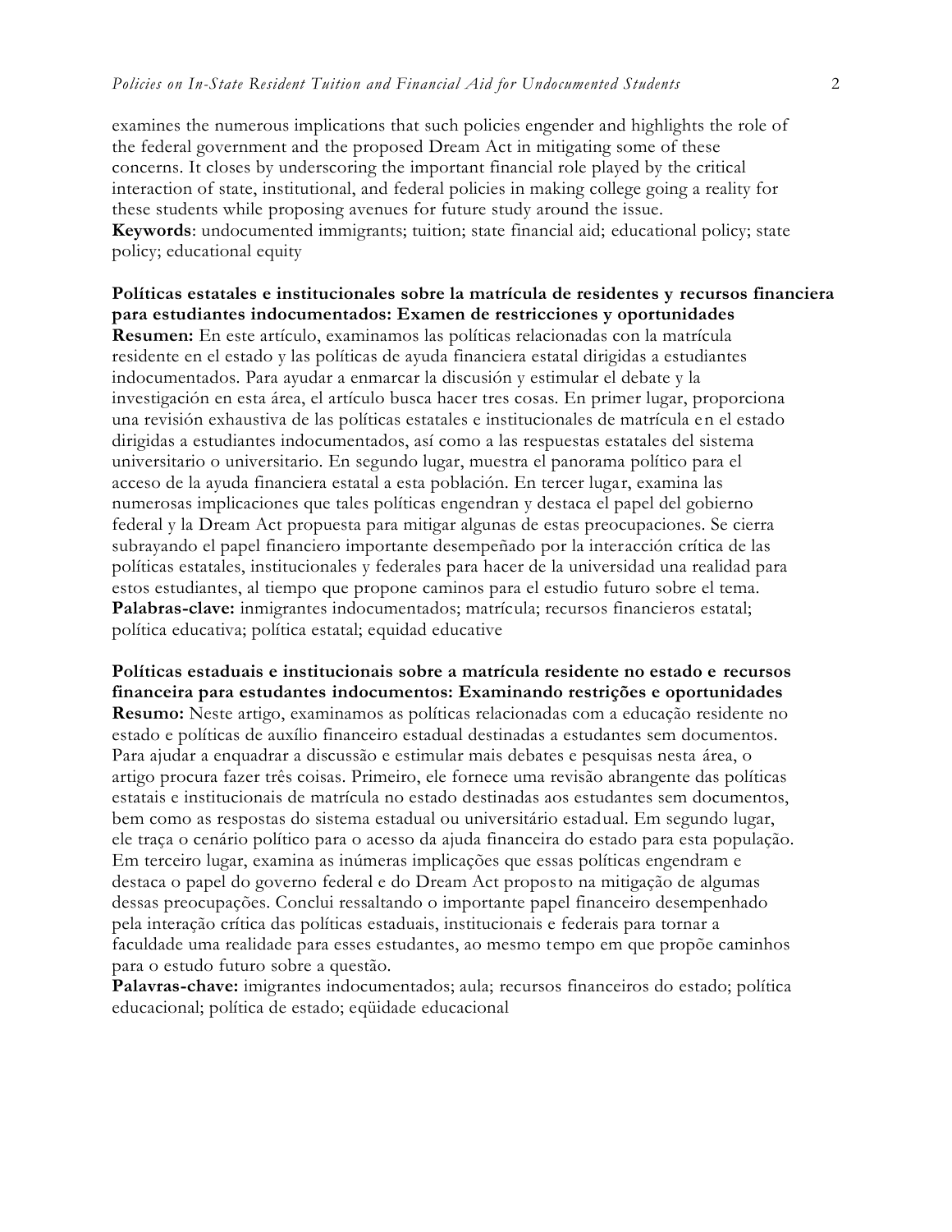examines the numerous implications that such policies engender and highlights the role of the federal government and the proposed Dream Act in mitigating some of these concerns. It closes by underscoring the important financial role played by the critical interaction of state, institutional, and federal policies in making college going a reality for these students while proposing avenues for future study around the issue.
**Keywords**: undocumented immigrants; tuition; state financial aid; educational policy; state policy; educational equity

**Políticas estatales e institucionales sobre la matrícula de residentes y recursos financiera para estudiantes indocumentados: Examen de restricciones y oportunidades**
**Resumen:** En este artículo, examinamos las políticas relacionadas con la matrícula residente en el estado y las políticas de ayuda financiera estatal dirigidas a estudiantes indocumentados. Para ayudar a enmarcar la discusión y estimular el debate y la investigación en esta área, el artículo busca hacer tres cosas. En primer lugar, proporciona una revisión exhaustiva de las políticas estatales e institucionales de matrícula en el estado dirigidas a estudiantes indocumentados, así como a las respuestas estatales del sistema universitario o universitario. En segundo lugar, muestra el panorama político para el acceso de la ayuda financiera estatal a esta población. En tercer lugar, examina las numerosas implicaciones que tales políticas engendran y destaca el papel del gobierno federal y la Dream Act propuesta para mitigar algunas de estas preocupaciones. Se cierra subrayando el papel financiero importante desempeñado por la interacción crítica de las políticas estatales, institucionales y federales para hacer de la universidad una realidad para estos estudiantes, al tiempo que propone caminos para el estudio futuro sobre el tema.
**Palabras-clave:** inmigrantes indocumentados; matrícula; recursos financieros estatal; política educativa; política estatal; equidad educative

**Políticas estaduais e institucionais sobre a matrícula residente no estado e recursos financeira para estudantes indocumentos: Examinando restrições e oportunidades**
**Resumo:** Neste artigo, examinamos as políticas relacionadas com a educação residente no estado e políticas de auxílio financeiro estadual destinadas a estudantes sem documentos. Para ajudar a enquadrar a discussão e estimular mais debates e pesquisas nesta área, o artigo procura fazer três coisas. Primeiro, ele fornece uma revisão abrangente das políticas estatais e institucionais de matrícula no estado destinadas aos estudantes sem documentos, bem como as respostas do sistema estadual ou universitário estadual. Em segundo lugar, ele traça o cenário político para o acesso da ajuda financeira do estado para esta população. Em terceiro lugar, examina as inúmeras implicações que essas políticas engendram e destaca o papel do governo federal e do Dream Act proposto na mitigação de algumas dessas preocupações. Conclui ressaltando o importante papel financeiro desempenhado pela interação crítica das políticas estaduais, institucionais e federais para tornar a faculdade uma realidade para esses estudantes, ao mesmo tempo em que propõe caminhos para o estudo futuro sobre a questão.
**Palavras-chave:** imigrantes indocumentados; aula; recursos financeiros do estado; política educacional; política de estado; eqüidade educacional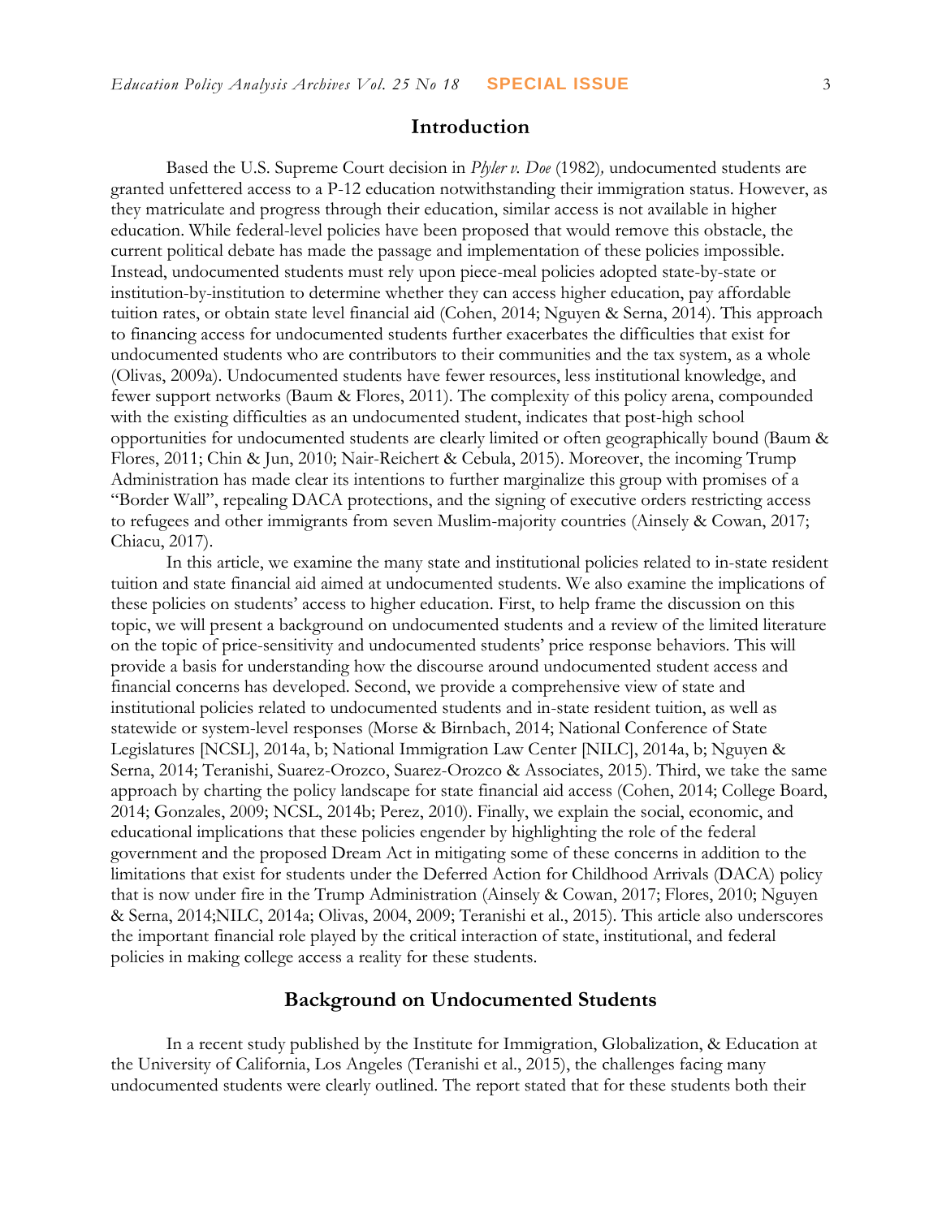## Introduction

Based the U.S. Supreme Court decision in *Plyler v. Doe* (1982), undocumented students are granted unfettered access to a P-12 education notwithstanding their immigration status. However, as they matriculate and progress through their education, similar access is not available in higher education. While federal-level policies have been proposed that would remove this obstacle, the current political debate has made the passage and implementation of these policies impossible. Instead, undocumented students must rely upon piece-meal policies adopted state-by-state or institution-by-institution to determine whether they can access higher education, pay affordable tuition rates, or obtain state level financial aid (Cohen, 2014; Nguyen & Serna, 2014). This approach to financing access for undocumented students further exacerbates the difficulties that exist for undocumented students who are contributors to their communities and the tax system, as a whole (Olivas, 2009a). Undocumented students have fewer resources, less institutional knowledge, and fewer support networks (Baum & Flores, 2011). The complexity of this policy arena, compounded with the existing difficulties as an undocumented student, indicates that post-high school opportunities for undocumented students are clearly limited or often geographically bound (Baum & Flores, 2011; Chin & Jun, 2010; Nair-Reichert & Cebula, 2015). Moreover, the incoming Trump Administration has made clear its intentions to further marginalize this group with promises of a "Border Wall", repealing DACA protections, and the signing of executive orders restricting access to refugees and other immigrants from seven Muslim-majority countries (Ainsely & Cowan, 2017; Chiacu, 2017).

In this article, we examine the many state and institutional policies related to in-state resident tuition and state financial aid aimed at undocumented students. We also examine the implications of these policies on students' access to higher education. First, to help frame the discussion on this topic, we will present a background on undocumented students and a review of the limited literature on the topic of price-sensitivity and undocumented students' price response behaviors. This will provide a basis for understanding how the discourse around undocumented student access and financial concerns has developed. Second, we provide a comprehensive view of state and institutional policies related to undocumented students and in-state resident tuition, as well as statewide or system-level responses (Morse & Birnbach, 2014; National Conference of State Legislatures [NCSL], 2014a, b; National Immigration Law Center [NILC], 2014a, b; Nguyen & Serna, 2014; Teranishi, Suarez-Orozco, Suarez-Orozco & Associates, 2015). Third, we take the same approach by charting the policy landscape for state financial aid access (Cohen, 2014; College Board, 2014; Gonzales, 2009; NCSL, 2014b; Perez, 2010). Finally, we explain the social, economic, and educational implications that these policies engender by highlighting the role of the federal government and the proposed Dream Act in mitigating some of these concerns in addition to the limitations that exist for students under the Deferred Action for Childhood Arrivals (DACA) policy that is now under fire in the Trump Administration (Ainsely & Cowan, 2017; Flores, 2010; Nguyen & Serna, 2014;NILC, 2014a; Olivas, 2004, 2009; Teranishi et al., 2015). This article also underscores the important financial role played by the critical interaction of state, institutional, and federal policies in making college access a reality for these students.

## Background on Undocumented Students

In a recent study published by the Institute for Immigration, Globalization, & Education at the University of California, Los Angeles (Teranishi et al., 2015), the challenges facing many undocumented students were clearly outlined. The report stated that for these students both their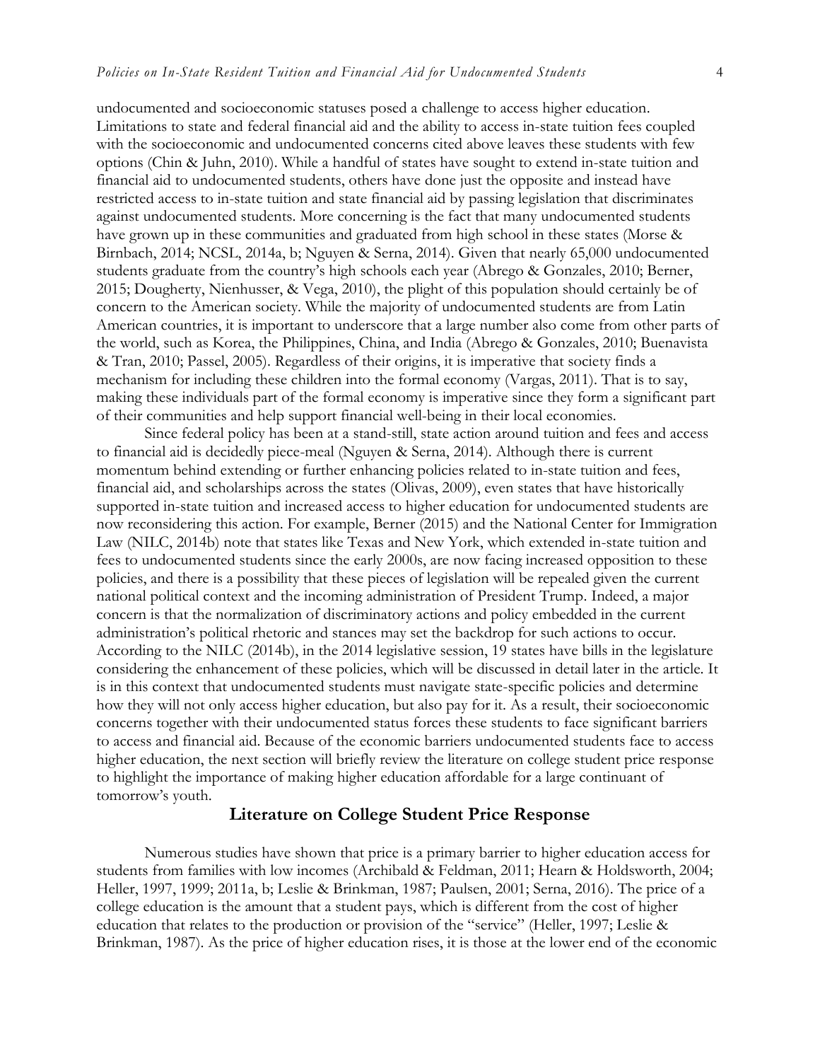undocumented and socioeconomic statuses posed a challenge to access higher education. Limitations to state and federal financial aid and the ability to access in-state tuition fees coupled with the socioeconomic and undocumented concerns cited above leaves these students with few options (Chin & Juhn, 2010). While a handful of states have sought to extend in-state tuition and financial aid to undocumented students, others have done just the opposite and instead have restricted access to in-state tuition and state financial aid by passing legislation that discriminates against undocumented students. More concerning is the fact that many undocumented students have grown up in these communities and graduated from high school in these states (Morse & Birnbach, 2014; NCSL, 2014a, b; Nguyen & Serna, 2014). Given that nearly 65,000 undocumented students graduate from the country's high schools each year (Abrego & Gonzales, 2010; Berner, 2015; Dougherty, Nienhusser, & Vega, 2010), the plight of this population should certainly be of concern to the American society. While the majority of undocumented students are from Latin American countries, it is important to underscore that a large number also come from other parts of the world, such as Korea, the Philippines, China, and India (Abrego & Gonzales, 2010; Buenavista & Tran, 2010; Passel, 2005). Regardless of their origins, it is imperative that society finds a mechanism for including these children into the formal economy (Vargas, 2011). That is to say, making these individuals part of the formal economy is imperative since they form a significant part of their communities and help support financial well-being in their local economies.

Since federal policy has been at a stand-still, state action around tuition and fees and access to financial aid is decidedly piece-meal (Nguyen & Serna, 2014). Although there is current momentum behind extending or further enhancing policies related to in-state tuition and fees, financial aid, and scholarships across the states (Olivas, 2009), even states that have historically supported in-state tuition and increased access to higher education for undocumented students are now reconsidering this action. For example, Berner (2015) and the National Center for Immigration Law (NILC, 2014b) note that states like Texas and New York, which extended in-state tuition and fees to undocumented students since the early 2000s, are now facing increased opposition to these policies, and there is a possibility that these pieces of legislation will be repealed given the current national political context and the incoming administration of President Trump. Indeed, a major concern is that the normalization of discriminatory actions and policy embedded in the current administration's political rhetoric and stances may set the backdrop for such actions to occur. According to the NILC (2014b), in the 2014 legislative session, 19 states have bills in the legislature considering the enhancement of these policies, which will be discussed in detail later in the article. It is in this context that undocumented students must navigate state-specific policies and determine how they will not only access higher education, but also pay for it. As a result, their socioeconomic concerns together with their undocumented status forces these students to face significant barriers to access and financial aid. Because of the economic barriers undocumented students face to access higher education, the next section will briefly review the literature on college student price response to highlight the importance of making higher education affordable for a large continuant of tomorrow's youth.

## Literature on College Student Price Response

Numerous studies have shown that price is a primary barrier to higher education access for students from families with low incomes (Archibald & Feldman, 2011; Hearn & Holdsworth, 2004; Heller, 1997, 1999; 2011a, b; Leslie & Brinkman, 1987; Paulsen, 2001; Serna, 2016). The price of a college education is the amount that a student pays, which is different from the cost of higher education that relates to the production or provision of the "service" (Heller, 1997; Leslie & Brinkman, 1987). As the price of higher education rises, it is those at the lower end of the economic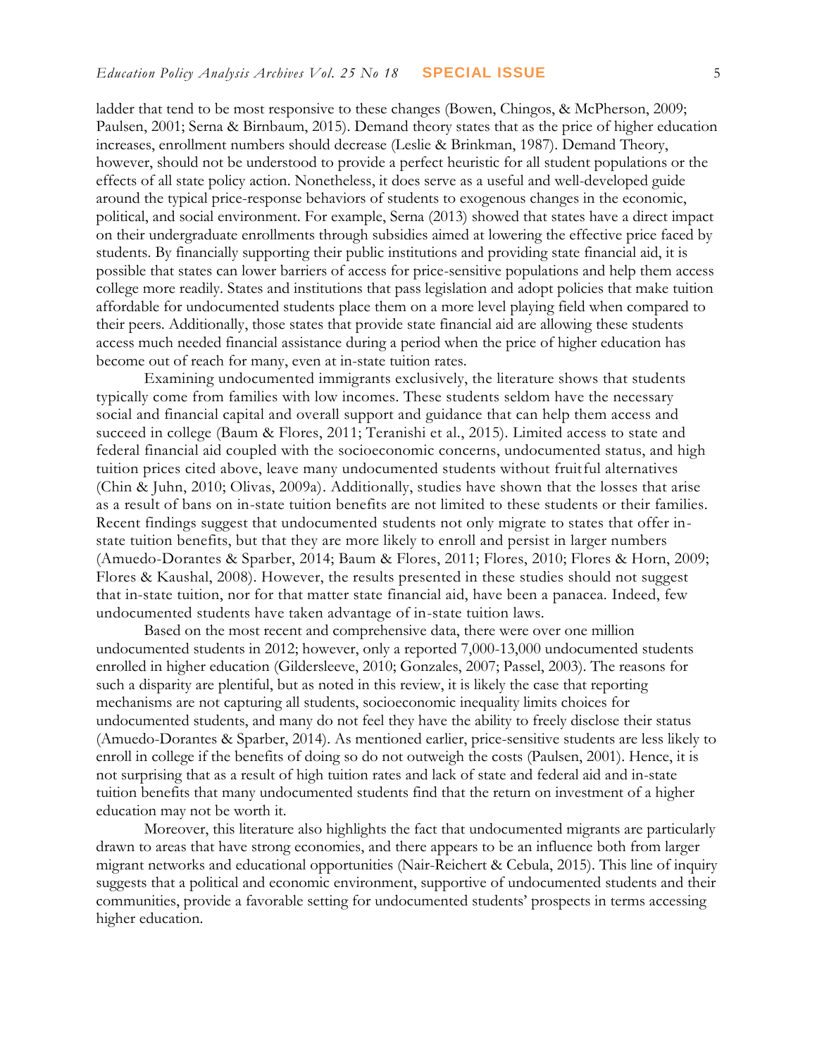ladder that tend to be most responsive to these changes (Bowen, Chingos, & McPherson, 2009; Paulsen, 2001; Serna & Birnbaum, 2015). Demand theory states that as the price of higher education increases, enrollment numbers should decrease (Leslie & Brinkman, 1987). Demand Theory, however, should not be understood to provide a perfect heuristic for all student populations or the effects of all state policy action. Nonetheless, it does serve as a useful and well-developed guide around the typical price-response behaviors of students to exogenous changes in the economic, political, and social environment. For example, Serna (2013) showed that states have a direct impact on their undergraduate enrollments through subsidies aimed at lowering the effective price faced by students. By financially supporting their public institutions and providing state financial aid, it is possible that states can lower barriers of access for price-sensitive populations and help them access college more readily. States and institutions that pass legislation and adopt policies that make tuition affordable for undocumented students place them on a more level playing field when compared to their peers. Additionally, those states that provide state financial aid are allowing these students access much needed financial assistance during a period when the price of higher education has become out of reach for many, even at in-state tuition rates.

Examining undocumented immigrants exclusively, the literature shows that students typically come from families with low incomes. These students seldom have the necessary social and financial capital and overall support and guidance that can help them access and succeed in college (Baum & Flores, 2011; Teranishi et al., 2015). Limited access to state and federal financial aid coupled with the socioeconomic concerns, undocumented status, and high tuition prices cited above, leave many undocumented students without fruitful alternatives (Chin & Juhn, 2010; Olivas, 2009a). Additionally, studies have shown that the losses that arise as a result of bans on in-state tuition benefits are not limited to these students or their families. Recent findings suggest that undocumented students not only migrate to states that offer in-state tuition benefits, but that they are more likely to enroll and persist in larger numbers (Amuedo-Dorantes & Sparber, 2014; Baum & Flores, 2011; Flores, 2010; Flores & Horn, 2009; Flores & Kaushal, 2008). However, the results presented in these studies should not suggest that in-state tuition, nor for that matter state financial aid, have been a panacea. Indeed, few undocumented students have taken advantage of in-state tuition laws.

Based on the most recent and comprehensive data, there were over one million undocumented students in 2012; however, only a reported 7,000-13,000 undocumented students enrolled in higher education (Gildersleeve, 2010; Gonzales, 2007; Passel, 2003). The reasons for such a disparity are plentiful, but as noted in this review, it is likely the case that reporting mechanisms are not capturing all students, socioeconomic inequality limits choices for undocumented students, and many do not feel they have the ability to freely disclose their status (Amuedo-Dorantes & Sparber, 2014). As mentioned earlier, price-sensitive students are less likely to enroll in college if the benefits of doing so do not outweigh the costs (Paulsen, 2001). Hence, it is not surprising that as a result of high tuition rates and lack of state and federal aid and in-state tuition benefits that many undocumented students find that the return on investment of a higher education may not be worth it.

Moreover, this literature also highlights the fact that undocumented migrants are particularly drawn to areas that have strong economies, and there appears to be an influence both from larger migrant networks and educational opportunities (Nair-Reichert & Cebula, 2015). This line of inquiry suggests that a political and economic environment, supportive of undocumented students and their communities, provide a favorable setting for undocumented students' prospects in terms accessing higher education.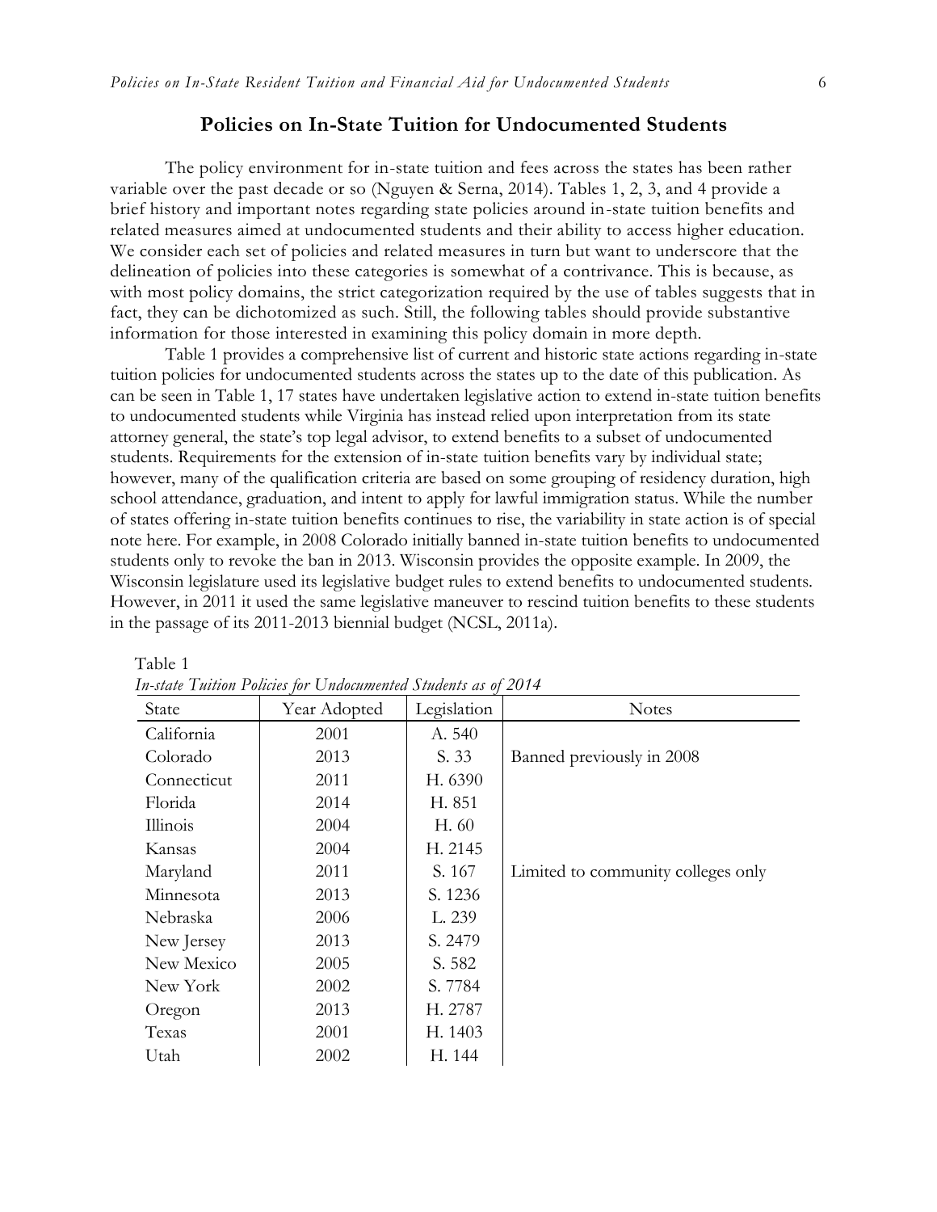## Policies on In-State Tuition for Undocumented Students

The policy environment for in-state tuition and fees across the states has been rather variable over the past decade or so (Nguyen & Serna, 2014). Tables 1, 2, 3, and 4 provide a brief history and important notes regarding state policies around in-state tuition benefits and related measures aimed at undocumented students and their ability to access higher education. We consider each set of policies and related measures in turn but want to underscore that the delineation of policies into these categories is somewhat of a contrivance. This is because, as with most policy domains, the strict categorization required by the use of tables suggests that in fact, they can be dichotomized as such. Still, the following tables should provide substantive information for those interested in examining this policy domain in more depth.

Table 1 provides a comprehensive list of current and historic state actions regarding in-state tuition policies for undocumented students across the states up to the date of this publication. As can be seen in Table 1, 17 states have undertaken legislative action to extend in-state tuition benefits to undocumented students while Virginia has instead relied upon interpretation from its state attorney general, the state's top legal advisor, to extend benefits to a subset of undocumented students. Requirements for the extension of in-state tuition benefits vary by individual state; however, many of the qualification criteria are based on some grouping of residency duration, high school attendance, graduation, and intent to apply for lawful immigration status. While the number of states offering in-state tuition benefits continues to rise, the variability in state action is of special note here. For example, in 2008 Colorado initially banned in-state tuition benefits to undocumented students only to revoke the ban in 2013. Wisconsin provides the opposite example. In 2009, the Wisconsin legislature used its legislative budget rules to extend benefits to undocumented students. However, in 2011 it used the same legislative maneuver to rescind tuition benefits to these students in the passage of its 2011-2013 biennial budget (NCSL, 2011a).

Table 1
*In-state Tuition Policies for Undocumented Students as of 2014*

| State | Year Adopted | Legislation | Notes |
|---|---|---|---|
| California | 2001 | A. 540 | |
| Colorado | 2013 | S. 33 | Banned previously in 2008 |
| Connecticut | 2011 | H. 6390 | |
| Florida | 2014 | H. 851 | |
| Illinois | 2004 | H. 60 | |
| Kansas | 2004 | H. 2145 | |
| Maryland | 2011 | S. 167 | Limited to community colleges only |
| Minnesota | 2013 | S. 1236 | |
| Nebraska | 2006 | L. 239 | |
| New Jersey | 2013 | S. 2479 | |
| New Mexico | 2005 | S. 582 | |
| New York | 2002 | S. 7784 | |
| Oregon | 2013 | H. 2787 | |
| Texas | 2001 | H. 1403 | |
| Utah | 2002 | H. 144 | |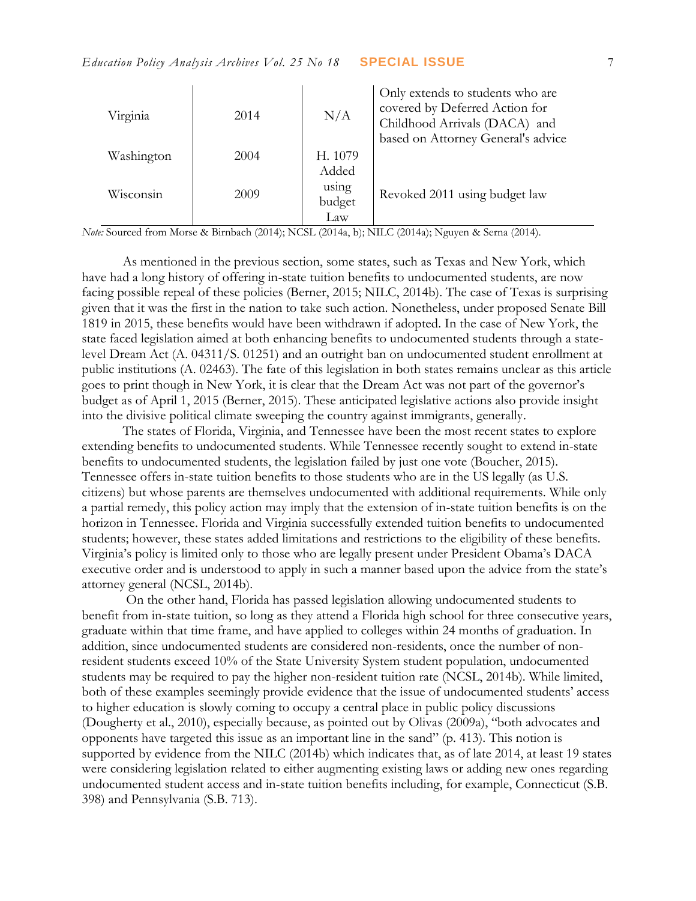| | | | |
|---|---|---|---|
| Virginia | 2014 | N/A | Only extends to students who are covered by Deferred Action for Childhood Arrivals (DACA) and based on Attorney General's advice |
| Washington | 2004 | H. 1079 | |
| Wisconsin | 2009 | Added using budget Law | Revoked 2011 using budget law |

*Note:* Sourced from Morse & Birnbach (2014); NCSL (2014a, b); NILC (2014a); Nguyen & Serna (2014).

As mentioned in the previous section, some states, such as Texas and New York, which have had a long history of offering in-state tuition benefits to undocumented students, are now facing possible repeal of these policies (Berner, 2015; NILC, 2014b). The case of Texas is surprising given that it was the first in the nation to take such action. Nonetheless, under proposed Senate Bill 1819 in 2015, these benefits would have been withdrawn if adopted. In the case of New York, the state faced legislation aimed at both enhancing benefits to undocumented students through a state-level Dream Act (A. 04311/S. 01251) and an outright ban on undocumented student enrollment at public institutions (A. 02463). The fate of this legislation in both states remains unclear as this article goes to print though in New York, it is clear that the Dream Act was not part of the governor's budget as of April 1, 2015 (Berner, 2015). These anticipated legislative actions also provide insight into the divisive political climate sweeping the country against immigrants, generally.

The states of Florida, Virginia, and Tennessee have been the most recent states to explore extending benefits to undocumented students. While Tennessee recently sought to extend in-state benefits to undocumented students, the legislation failed by just one vote (Boucher, 2015). Tennessee offers in-state tuition benefits to those students who are in the US legally (as U.S. citizens) but whose parents are themselves undocumented with additional requirements. While only a partial remedy, this policy action may imply that the extension of in-state tuition benefits is on the horizon in Tennessee. Florida and Virginia successfully extended tuition benefits to undocumented students; however, these states added limitations and restrictions to the eligibility of these benefits. Virginia's policy is limited only to those who are legally present under President Obama's DACA executive order and is understood to apply in such a manner based upon the advice from the state's attorney general (NCSL, 2014b).

On the other hand, Florida has passed legislation allowing undocumented students to benefit from in-state tuition, so long as they attend a Florida high school for three consecutive years, graduate within that time frame, and have applied to colleges within 24 months of graduation. In addition, since undocumented students are considered non-residents, once the number of non-resident students exceed 10% of the State University System student population, undocumented students may be required to pay the higher non-resident tuition rate (NCSL, 2014b). While limited, both of these examples seemingly provide evidence that the issue of undocumented students' access to higher education is slowly coming to occupy a central place in public policy discussions (Dougherty et al., 2010), especially because, as pointed out by Olivas (2009a), "both advocates and opponents have targeted this issue as an important line in the sand" (p. 413). This notion is supported by evidence from the NILC (2014b) which indicates that, as of late 2014, at least 19 states were considering legislation related to either augmenting existing laws or adding new ones regarding undocumented student access and in-state tuition benefits including, for example, Connecticut (S.B. 398) and Pennsylvania (S.B. 713).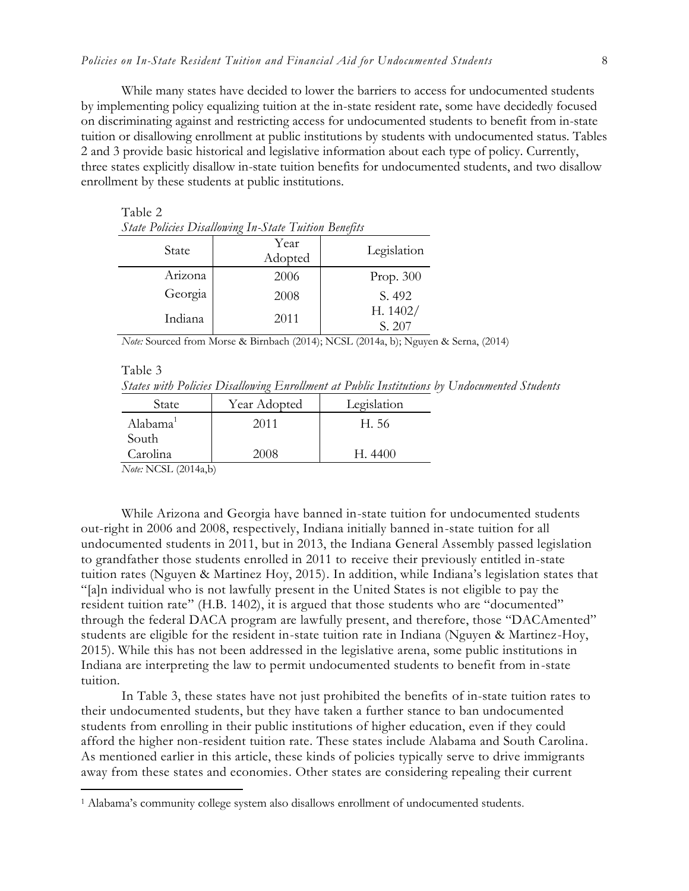While many states have decided to lower the barriers to access for undocumented students by implementing policy equalizing tuition at the in-state resident rate, some have decidedly focused on discriminating against and restricting access for undocumented students to benefit from in-state tuition or disallowing enrollment at public institutions by students with undocumented status. Tables 2 and 3 provide basic historical and legislative information about each type of policy. Currently, three states explicitly disallow in-state tuition benefits for undocumented students, and two disallow enrollment by these students at public institutions.

Table 2
*State Policies Disallowing In-State Tuition Benefits*

| State | Year Adopted | Legislation |
|---|---|---|
| Arizona | 2006 | Prop. 300 |
| Georgia | 2008 | S. 492 |
| Indiana | 2011 | H. 1402/ S. 207 |

*Note:* Sourced from Morse & Birnbach (2014); NCSL (2014a, b); Nguyen & Serna, (2014)

Table 3
*States with Policies Disallowing Enrollment at Public Institutions by Undocumented Students*

| State | Year Adopted | Legislation |
|---|---|---|
| Alabama[1] | 2011 | H. 56 |
| South Carolina | 2008 | H. 4400 |

*Note:* NCSL (2014a,b)

While Arizona and Georgia have banned in-state tuition for undocumented students out-right in 2006 and 2008, respectively, Indiana initially banned in-state tuition for all undocumented students in 2011, but in 2013, the Indiana General Assembly passed legislation to grandfather those students enrolled in 2011 to receive their previously entitled in-state tuition rates (Nguyen & Martinez Hoy, 2015). In addition, while Indiana's legislation states that "[a]n individual who is not lawfully present in the United States is not eligible to pay the resident tuition rate" (H.B. 1402), it is argued that those students who are "documented" through the federal DACA program are lawfully present, and therefore, those "DACAmented" students are eligible for the resident in-state tuition rate in Indiana (Nguyen & Martinez-Hoy, 2015). While this has not been addressed in the legislative arena, some public institutions in Indiana are interpreting the law to permit undocumented students to benefit from in-state tuition.

In Table 3, these states have not just prohibited the benefits of in-state tuition rates to their undocumented students, but they have taken a further stance to ban undocumented students from enrolling in their public institutions of higher education, even if they could afford the higher non-resident tuition rate. These states include Alabama and South Carolina. As mentioned earlier in this article, these kinds of policies typically serve to drive immigrants away from these states and economies. Other states are considering repealing their current

[1] Alabama's community college system also disallows enrollment of undocumented students.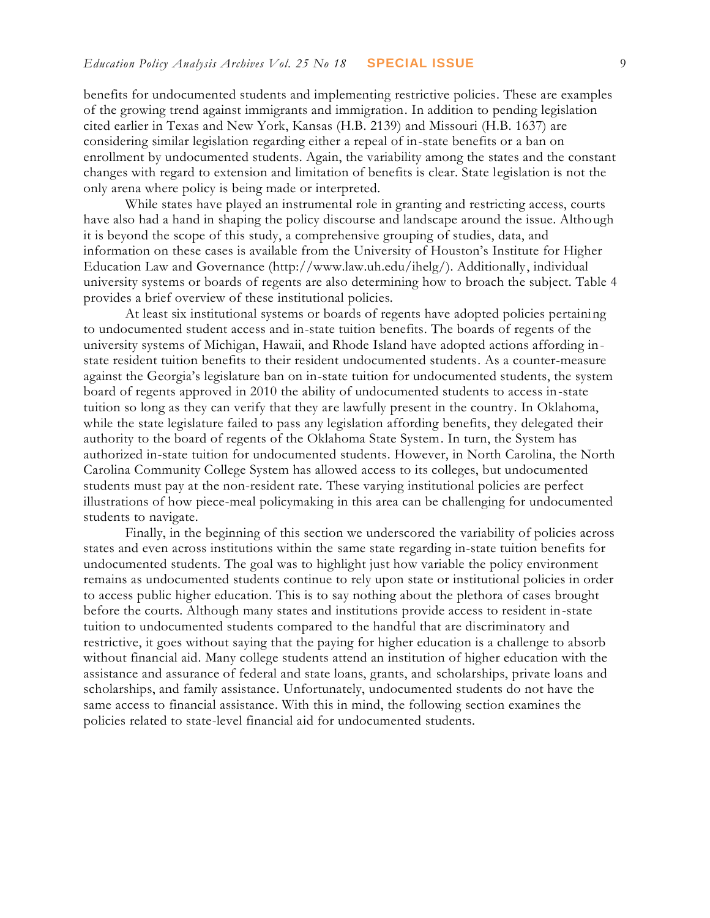benefits for undocumented students and implementing restrictive policies. These are examples of the growing trend against immigrants and immigration. In addition to pending legislation cited earlier in Texas and New York, Kansas (H.B. 2139) and Missouri (H.B. 1637) are considering similar legislation regarding either a repeal of in-state benefits or a ban on enrollment by undocumented students. Again, the variability among the states and the constant changes with regard to extension and limitation of benefits is clear. State legislation is not the only arena where policy is being made or interpreted.

While states have played an instrumental role in granting and restricting access, courts have also had a hand in shaping the policy discourse and landscape around the issue. Although it is beyond the scope of this study, a comprehensive grouping of studies, data, and information on these cases is available from the University of Houston's Institute for Higher Education Law and Governance (http://www.law.uh.edu/ihelg/). Additionally, individual university systems or boards of regents are also determining how to broach the subject. Table 4 provides a brief overview of these institutional policies.

At least six institutional systems or boards of regents have adopted policies pertaining to undocumented student access and in-state tuition benefits. The boards of regents of the university systems of Michigan, Hawaii, and Rhode Island have adopted actions affording in-state resident tuition benefits to their resident undocumented students. As a counter-measure against the Georgia's legislature ban on in-state tuition for undocumented students, the system board of regents approved in 2010 the ability of undocumented students to access in-state tuition so long as they can verify that they are lawfully present in the country. In Oklahoma, while the state legislature failed to pass any legislation affording benefits, they delegated their authority to the board of regents of the Oklahoma State System. In turn, the System has authorized in-state tuition for undocumented students. However, in North Carolina, the North Carolina Community College System has allowed access to its colleges, but undocumented students must pay at the non-resident rate. These varying institutional policies are perfect illustrations of how piece-meal policymaking in this area can be challenging for undocumented students to navigate.

Finally, in the beginning of this section we underscored the variability of policies across states and even across institutions within the same state regarding in-state tuition benefits for undocumented students. The goal was to highlight just how variable the policy environment remains as undocumented students continue to rely upon state or institutional policies in order to access public higher education. This is to say nothing about the plethora of cases brought before the courts. Although many states and institutions provide access to resident in-state tuition to undocumented students compared to the handful that are discriminatory and restrictive, it goes without saying that the paying for higher education is a challenge to absorb without financial aid. Many college students attend an institution of higher education with the assistance and assurance of federal and state loans, grants, and scholarships, private loans and scholarships, and family assistance. Unfortunately, undocumented students do not have the same access to financial assistance. With this in mind, the following section examines the policies related to state-level financial aid for undocumented students.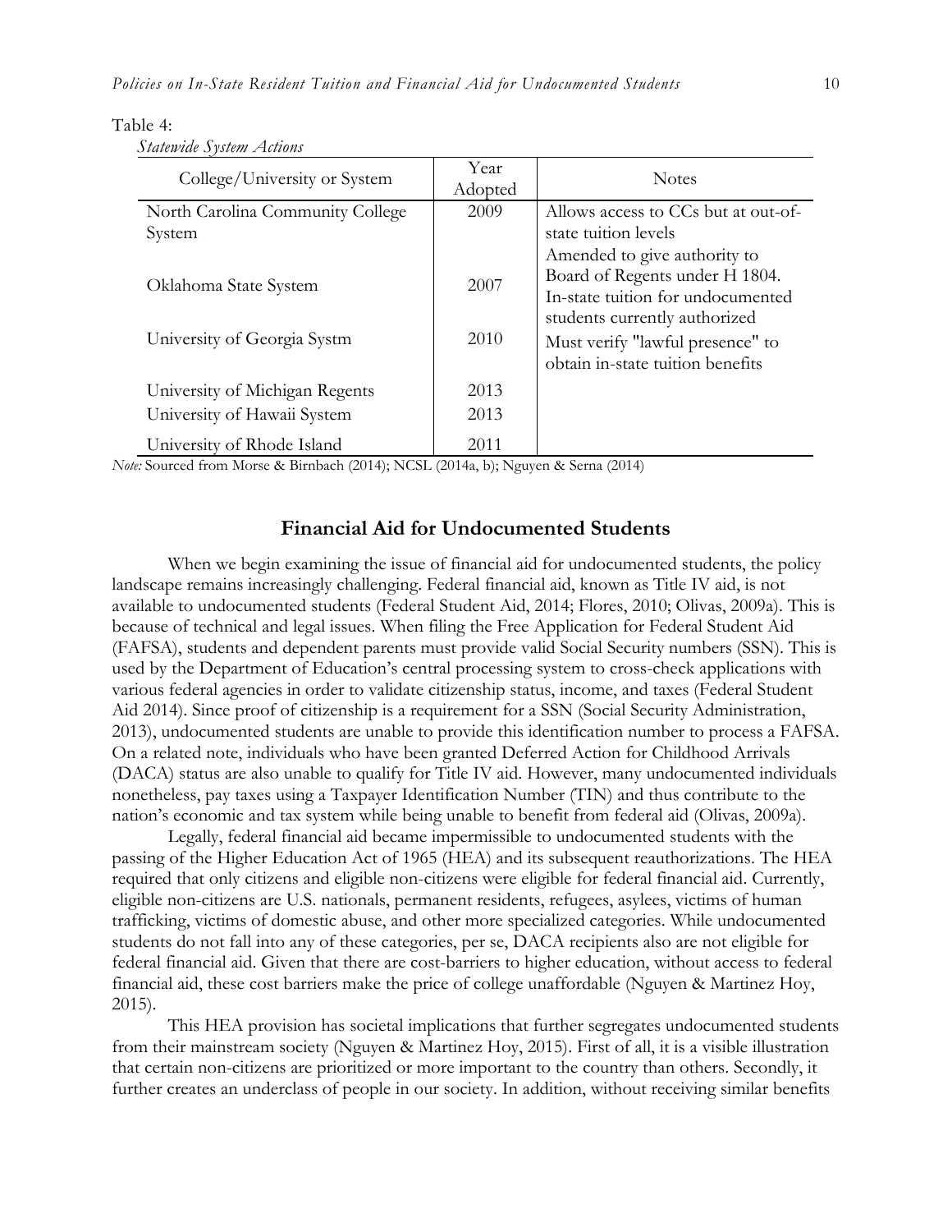Table 4:

*Statewide System Actions*

| College/University or System | Year Adopted | Notes |
| --- | --- | --- |
| North Carolina Community College System | 2009 | Allows access to CCs but at out-of-state tuition levels |
| Oklahoma State System | 2007 | Amended to give authority to Board of Regents under H 1804. In-state tuition for undocumented students currently authorized |
| University of Georgia Systm | 2010 | Must verify "lawful presence" to obtain in-state tuition benefits |
| University of Michigan Regents | 2013 | |
| University of Hawaii System | 2013 | |
| University of Rhode Island | 2011 | |

*Note:* Sourced from Morse & Birnbach (2014); NCSL (2014a, b); Nguyen & Serna (2014)

## Financial Aid for Undocumented Students

When we begin examining the issue of financial aid for undocumented students, the policy landscape remains increasingly challenging. Federal financial aid, known as Title IV aid, is not available to undocumented students (Federal Student Aid, 2014; Flores, 2010; Olivas, 2009a). This is because of technical and legal issues. When filing the Free Application for Federal Student Aid (FAFSA), students and dependent parents must provide valid Social Security numbers (SSN). This is used by the Department of Education's central processing system to cross-check applications with various federal agencies in order to validate citizenship status, income, and taxes (Federal Student Aid 2014). Since proof of citizenship is a requirement for a SSN (Social Security Administration, 2013), undocumented students are unable to provide this identification number to process a FAFSA. On a related note, individuals who have been granted Deferred Action for Childhood Arrivals (DACA) status are also unable to qualify for Title IV aid. However, many undocumented individuals nonetheless, pay taxes using a Taxpayer Identification Number (TIN) and thus contribute to the nation's economic and tax system while being unable to benefit from federal aid (Olivas, 2009a).

Legally, federal financial aid became impermissible to undocumented students with the passing of the Higher Education Act of 1965 (HEA) and its subsequent reauthorizations. The HEA required that only citizens and eligible non-citizens were eligible for federal financial aid. Currently, eligible non-citizens are U.S. nationals, permanent residents, refugees, asylees, victims of human trafficking, victims of domestic abuse, and other more specialized categories. While undocumented students do not fall into any of these categories, per se, DACA recipients also are not eligible for federal financial aid. Given that there are cost-barriers to higher education, without access to federal financial aid, these cost barriers make the price of college unaffordable (Nguyen & Martinez Hoy, 2015).

This HEA provision has societal implications that further segregates undocumented students from their mainstream society (Nguyen & Martinez Hoy, 2015). First of all, it is a visible illustration that certain non-citizens are prioritized or more important to the country than others. Secondly, it further creates an underclass of people in our society. In addition, without receiving similar benefits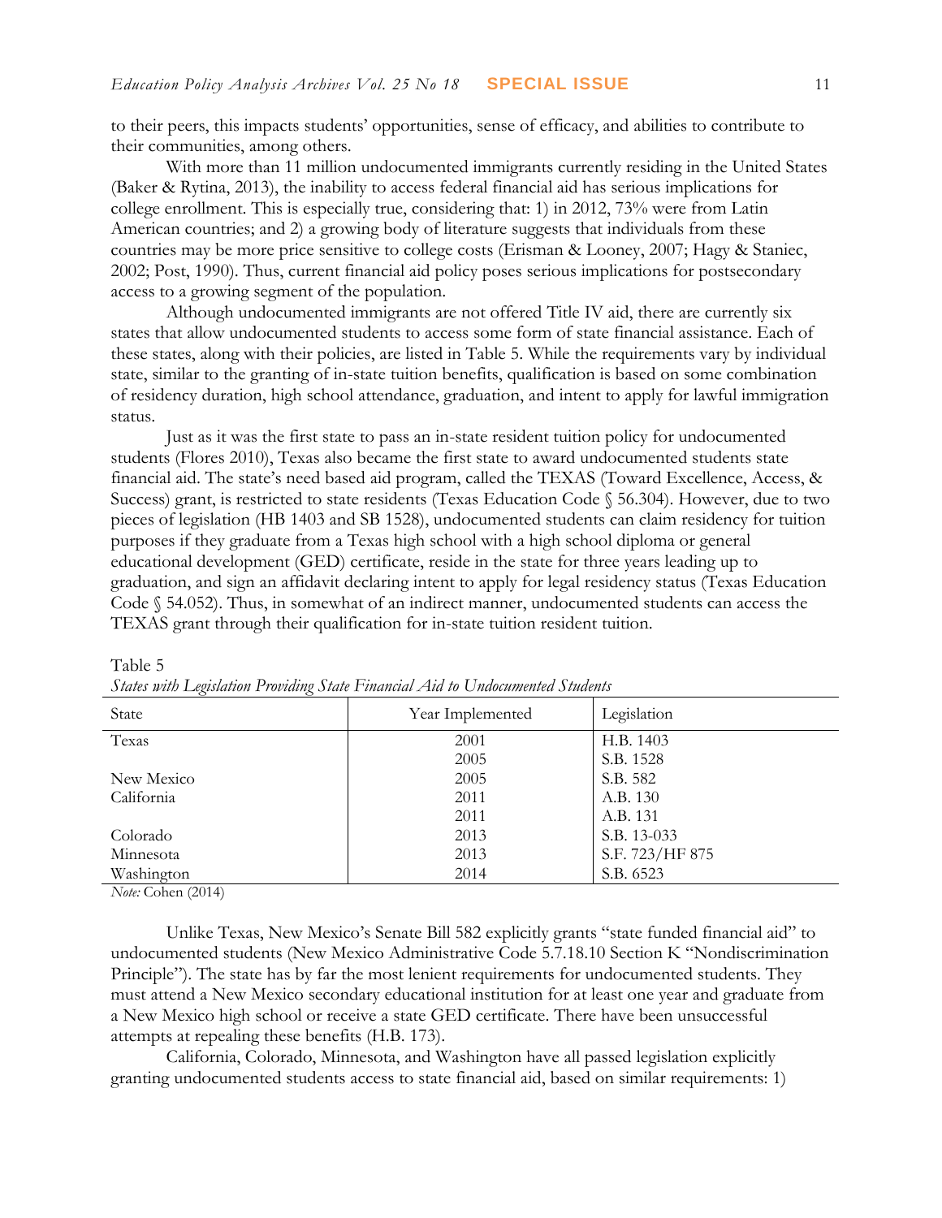to their peers, this impacts students' opportunities, sense of efficacy, and abilities to contribute to their communities, among others.

With more than 11 million undocumented immigrants currently residing in the United States (Baker & Rytina, 2013), the inability to access federal financial aid has serious implications for college enrollment. This is especially true, considering that: 1) in 2012, 73% were from Latin American countries; and 2) a growing body of literature suggests that individuals from these countries may be more price sensitive to college costs (Erisman & Looney, 2007; Hagy & Staniec, 2002; Post, 1990). Thus, current financial aid policy poses serious implications for postsecondary access to a growing segment of the population.

Although undocumented immigrants are not offered Title IV aid, there are currently six states that allow undocumented students to access some form of state financial assistance. Each of these states, along with their policies, are listed in Table 5. While the requirements vary by individual state, similar to the granting of in-state tuition benefits, qualification is based on some combination of residency duration, high school attendance, graduation, and intent to apply for lawful immigration status.

Just as it was the first state to pass an in-state resident tuition policy for undocumented students (Flores 2010), Texas also became the first state to award undocumented students state financial aid. The state's need based aid program, called the TEXAS (Toward Excellence, Access, & Success) grant, is restricted to state residents (Texas Education Code § 56.304). However, due to two pieces of legislation (HB 1403 and SB 1528), undocumented students can claim residency for tuition purposes if they graduate from a Texas high school with a high school diploma or general educational development (GED) certificate, reside in the state for three years leading up to graduation, and sign an affidavit declaring intent to apply for legal residency status (Texas Education Code § 54.052). Thus, in somewhat of an indirect manner, undocumented students can access the TEXAS grant through their qualification for in-state tuition resident tuition.

Table 5
*States with Legislation Providing State Financial Aid to Undocumented Students*

| State | Year Implemented | Legislation |
|---|---|---|
| Texas | 2001 | H.B. 1403 |
| | 2005 | S.B. 1528 |
| New Mexico | 2005 | S.B. 582 |
| California | 2011 | A.B. 130 |
| | 2011 | A.B. 131 |
| Colorado | 2013 | S.B. 13-033 |
| Minnesota | 2013 | S.F. 723/HF 875 |
| Washington | 2014 | S.B. 6523 |

*Note:* Cohen (2014)

Unlike Texas, New Mexico's Senate Bill 582 explicitly grants "state funded financial aid" to undocumented students (New Mexico Administrative Code 5.7.18.10 Section K "Nondiscrimination Principle"). The state has by far the most lenient requirements for undocumented students. They must attend a New Mexico secondary educational institution for at least one year and graduate from a New Mexico high school or receive a state GED certificate. There have been unsuccessful attempts at repealing these benefits (H.B. 173).

California, Colorado, Minnesota, and Washington have all passed legislation explicitly granting undocumented students access to state financial aid, based on similar requirements: 1)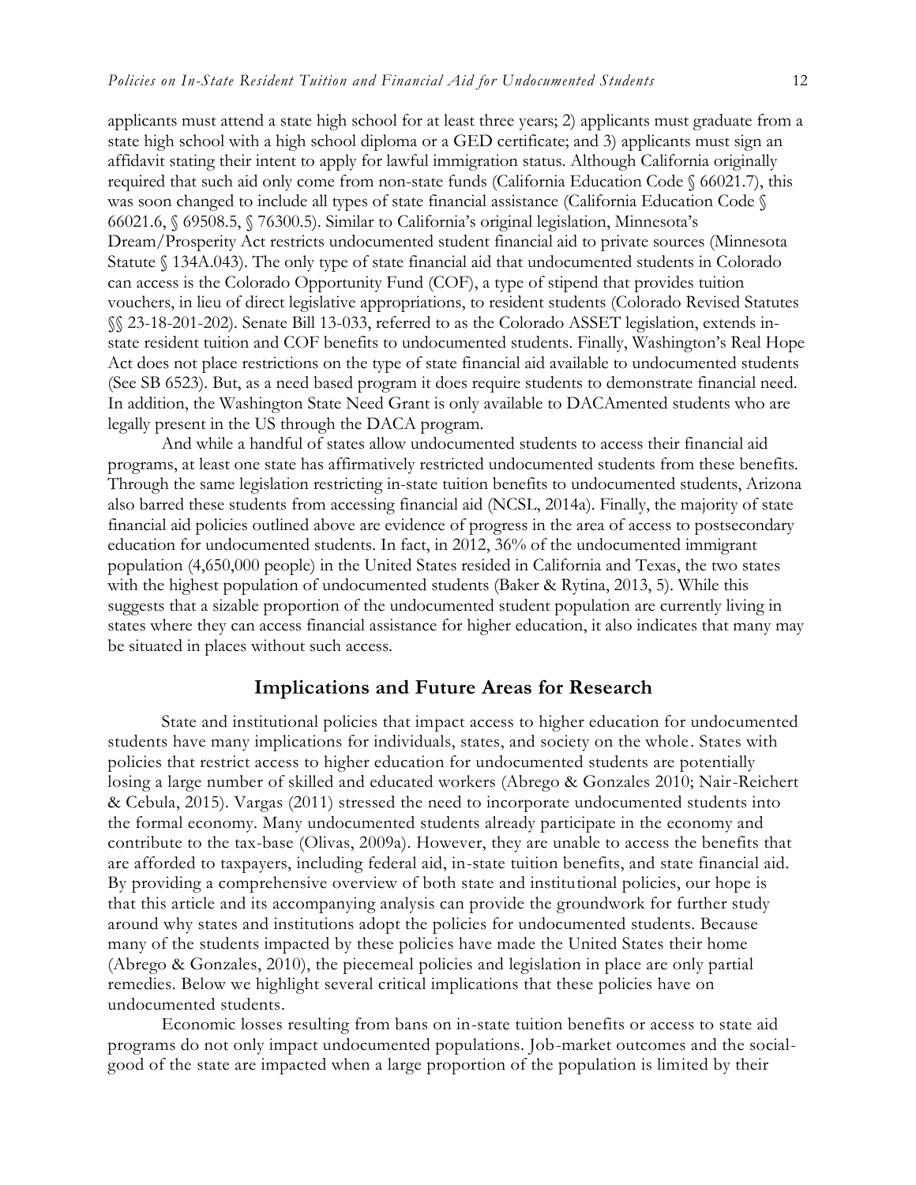applicants must attend a state high school for at least three years; 2) applicants must graduate from a state high school with a high school diploma or a GED certificate; and 3) applicants must sign an affidavit stating their intent to apply for lawful immigration status. Although California originally required that such aid only come from non-state funds (California Education Code § 66021.7), this was soon changed to include all types of state financial assistance (California Education Code § 66021.6, § 69508.5, § 76300.5). Similar to California's original legislation, Minnesota's Dream/Prosperity Act restricts undocumented student financial aid to private sources (Minnesota Statute § 134A.043). The only type of state financial aid that undocumented students in Colorado can access is the Colorado Opportunity Fund (COF), a type of stipend that provides tuition vouchers, in lieu of direct legislative appropriations, to resident students (Colorado Revised Statutes §§ 23-18-201-202). Senate Bill 13-033, referred to as the Colorado ASSET legislation, extends in-state resident tuition and COF benefits to undocumented students. Finally, Washington's Real Hope Act does not place restrictions on the type of state financial aid available to undocumented students (See SB 6523). But, as a need based program it does require students to demonstrate financial need. In addition, the Washington State Need Grant is only available to DACAmented students who are legally present in the US through the DACA program.

And while a handful of states allow undocumented students to access their financial aid programs, at least one state has affirmatively restricted undocumented students from these benefits. Through the same legislation restricting in-state tuition benefits to undocumented students, Arizona also barred these students from accessing financial aid (NCSL, 2014a). Finally, the majority of state financial aid policies outlined above are evidence of progress in the area of access to postsecondary education for undocumented students. In fact, in 2012, 36% of the undocumented immigrant population (4,650,000 people) in the United States resided in California and Texas, the two states with the highest population of undocumented students (Baker & Rytina, 2013, 5). While this suggests that a sizable proportion of the undocumented student population are currently living in states where they can access financial assistance for higher education, it also indicates that many may be situated in places without such access.

## Implications and Future Areas for Research

State and institutional policies that impact access to higher education for undocumented students have many implications for individuals, states, and society on the whole. States with policies that restrict access to higher education for undocumented students are potentially losing a large number of skilled and educated workers (Abrego & Gonzales 2010; Nair-Reichert & Cebula, 2015). Vargas (2011) stressed the need to incorporate undocumented students into the formal economy. Many undocumented students already participate in the economy and contribute to the tax-base (Olivas, 2009a). However, they are unable to access the benefits that are afforded to taxpayers, including federal aid, in-state tuition benefits, and state financial aid. By providing a comprehensive overview of both state and institutional policies, our hope is that this article and its accompanying analysis can provide the groundwork for further study around why states and institutions adopt the policies for undocumented students. Because many of the students impacted by these policies have made the United States their home (Abrego & Gonzales, 2010), the piecemeal policies and legislation in place are only partial remedies. Below we highlight several critical implications that these policies have on undocumented students.

Economic losses resulting from bans on in-state tuition benefits or access to state aid programs do not only impact undocumented populations. Job-market outcomes and the social-good of the state are impacted when a large proportion of the population is limited by their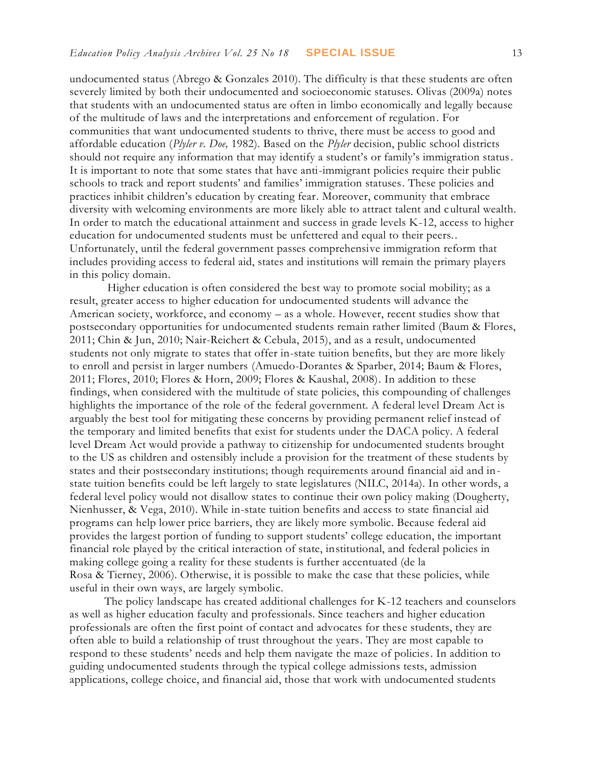undocumented status (Abrego & Gonzales 2010). The difficulty is that these students are often severely limited by both their undocumented and socioeconomic statuses. Olivas (2009a) notes that students with an undocumented status are often in limbo economically and legally because of the multitude of laws and the interpretations and enforcement of regulation. For communities that want undocumented students to thrive, there must be access to good and affordable education (*Plyler v. Doe,* 1982). Based on the *Plyler* decision, public school districts should not require any information that may identify a student's or family's immigration status. It is important to note that some states that have anti-immigrant policies require their public schools to track and report students' and families' immigration statuses. These policies and practices inhibit children's education by creating fear. Moreover, community that embrace diversity with welcoming environments are more likely able to attract talent and cultural wealth. In order to match the educational attainment and success in grade levels K-12, access to higher education for undocumented students must be unfettered and equal to their peers.. Unfortunately, until the federal government passes comprehensive immigration reform that includes providing access to federal aid, states and institutions will remain the primary players in this policy domain.

Higher education is often considered the best way to promote social mobility; as a result, greater access to higher education for undocumented students will advance the American society, workforce, and economy – as a whole. However, recent studies show that postsecondary opportunities for undocumented students remain rather limited (Baum & Flores, 2011; Chin & Jun, 2010; Nair-Reichert & Cebula, 2015), and as a result, undocumented students not only migrate to states that offer in-state tuition benefits, but they are more likely to enroll and persist in larger numbers (Amuedo-Dorantes & Sparber, 2014; Baum & Flores, 2011; Flores, 2010; Flores & Horn, 2009; Flores & Kaushal, 2008). In addition to these findings, when considered with the multitude of state policies, this compounding of challenges highlights the importance of the role of the federal government. A federal level Dream Act is arguably the best tool for mitigating these concerns by providing permanent relief instead of the temporary and limited benefits that exist for students under the DACA policy. A federal level Dream Act would provide a pathway to citizenship for undocumented students brought to the US as children and ostensibly include a provision for the treatment of these students by states and their postsecondary institutions; though requirements around financial aid and in-state tuition benefits could be left largely to state legislatures (NILC, 2014a). In other words, a federal level policy would not disallow states to continue their own policy making (Dougherty, Nienhusser, & Vega, 2010). While in-state tuition benefits and access to state financial aid programs can help lower price barriers, they are likely more symbolic. Because federal aid provides the largest portion of funding to support students' college education, the important financial role played by the critical interaction of state, institutional, and federal policies in making college going a reality for these students is further accentuated (de la Rosa & Tierney, 2006). Otherwise, it is possible to make the case that these policies, while useful in their own ways, are largely symbolic.

The policy landscape has created additional challenges for K-12 teachers and counselors as well as higher education faculty and professionals. Since teachers and higher education professionals are often the first point of contact and advocates for these students, they are often able to build a relationship of trust throughout the years. They are most capable to respond to these students' needs and help them navigate the maze of policies. In addition to guiding undocumented students through the typical college admissions tests, admission applications, college choice, and financial aid, those that work with undocumented students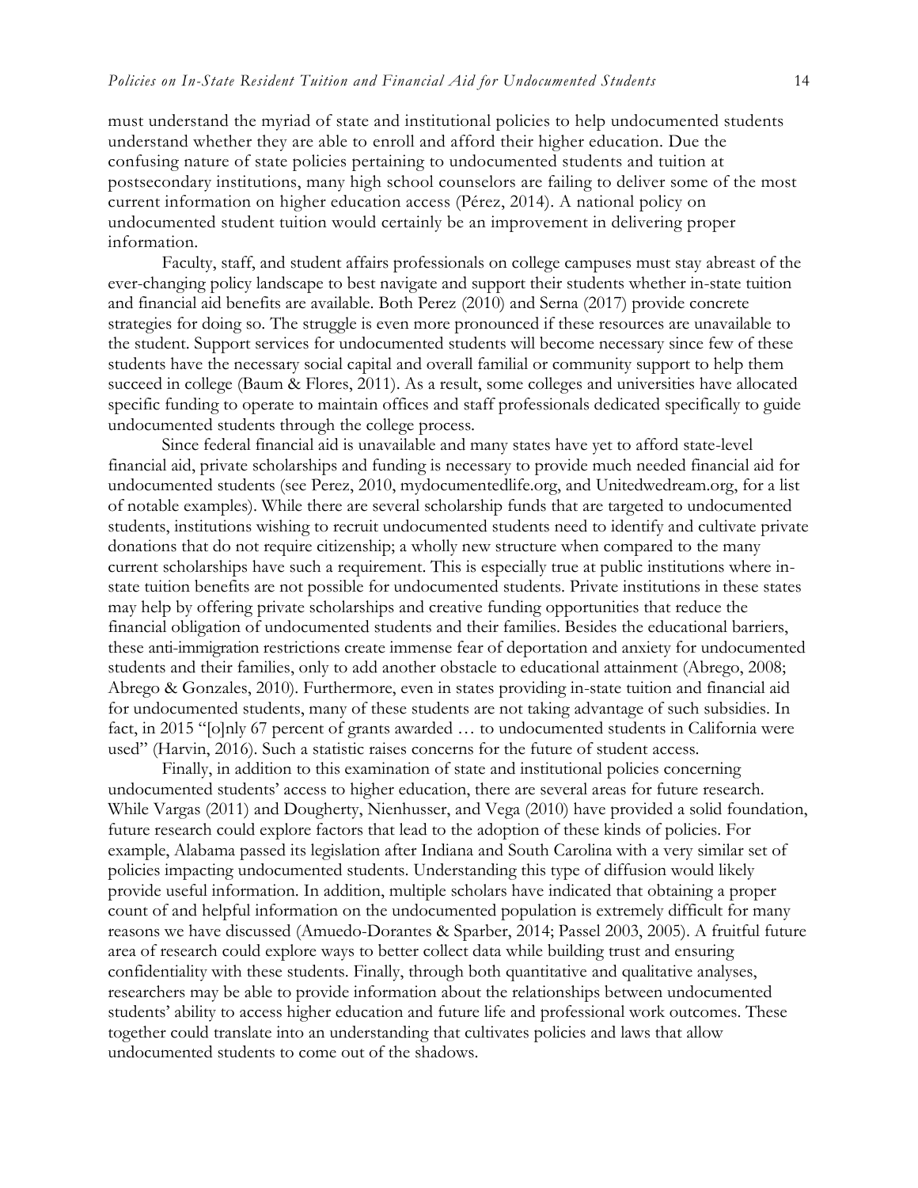must understand the myriad of state and institutional policies to help undocumented students understand whether they are able to enroll and afford their higher education. Due the confusing nature of state policies pertaining to undocumented students and tuition at postsecondary institutions, many high school counselors are failing to deliver some of the most current information on higher education access (Pérez, 2014). A national policy on undocumented student tuition would certainly be an improvement in delivering proper information.

Faculty, staff, and student affairs professionals on college campuses must stay abreast of the ever-changing policy landscape to best navigate and support their students whether in-state tuition and financial aid benefits are available. Both Perez (2010) and Serna (2017) provide concrete strategies for doing so. The struggle is even more pronounced if these resources are unavailable to the student. Support services for undocumented students will become necessary since few of these students have the necessary social capital and overall familial or community support to help them succeed in college (Baum & Flores, 2011). As a result, some colleges and universities have allocated specific funding to operate to maintain offices and staff professionals dedicated specifically to guide undocumented students through the college process.

Since federal financial aid is unavailable and many states have yet to afford state-level financial aid, private scholarships and funding is necessary to provide much needed financial aid for undocumented students (see Perez, 2010, mydocumentedlife.org, and Unitedwedream.org, for a list of notable examples). While there are several scholarship funds that are targeted to undocumented students, institutions wishing to recruit undocumented students need to identify and cultivate private donations that do not require citizenship; a wholly new structure when compared to the many current scholarships have such a requirement. This is especially true at public institutions where in-state tuition benefits are not possible for undocumented students. Private institutions in these states may help by offering private scholarships and creative funding opportunities that reduce the financial obligation of undocumented students and their families. Besides the educational barriers, these anti-immigration restrictions create immense fear of deportation and anxiety for undocumented students and their families, only to add another obstacle to educational attainment (Abrego, 2008; Abrego & Gonzales, 2010). Furthermore, even in states providing in-state tuition and financial aid for undocumented students, many of these students are not taking advantage of such subsidies. In fact, in 2015 "[o]nly 67 percent of grants awarded … to undocumented students in California were used" (Harvin, 2016). Such a statistic raises concerns for the future of student access.

Finally, in addition to this examination of state and institutional policies concerning undocumented students' access to higher education, there are several areas for future research. While Vargas (2011) and Dougherty, Nienhusser, and Vega (2010) have provided a solid foundation, future research could explore factors that lead to the adoption of these kinds of policies. For example, Alabama passed its legislation after Indiana and South Carolina with a very similar set of policies impacting undocumented students. Understanding this type of diffusion would likely provide useful information. In addition, multiple scholars have indicated that obtaining a proper count of and helpful information on the undocumented population is extremely difficult for many reasons we have discussed (Amuedo-Dorantes & Sparber, 2014; Passel 2003, 2005). A fruitful future area of research could explore ways to better collect data while building trust and ensuring confidentiality with these students. Finally, through both quantitative and qualitative analyses, researchers may be able to provide information about the relationships between undocumented students' ability to access higher education and future life and professional work outcomes. These together could translate into an understanding that cultivates policies and laws that allow undocumented students to come out of the shadows.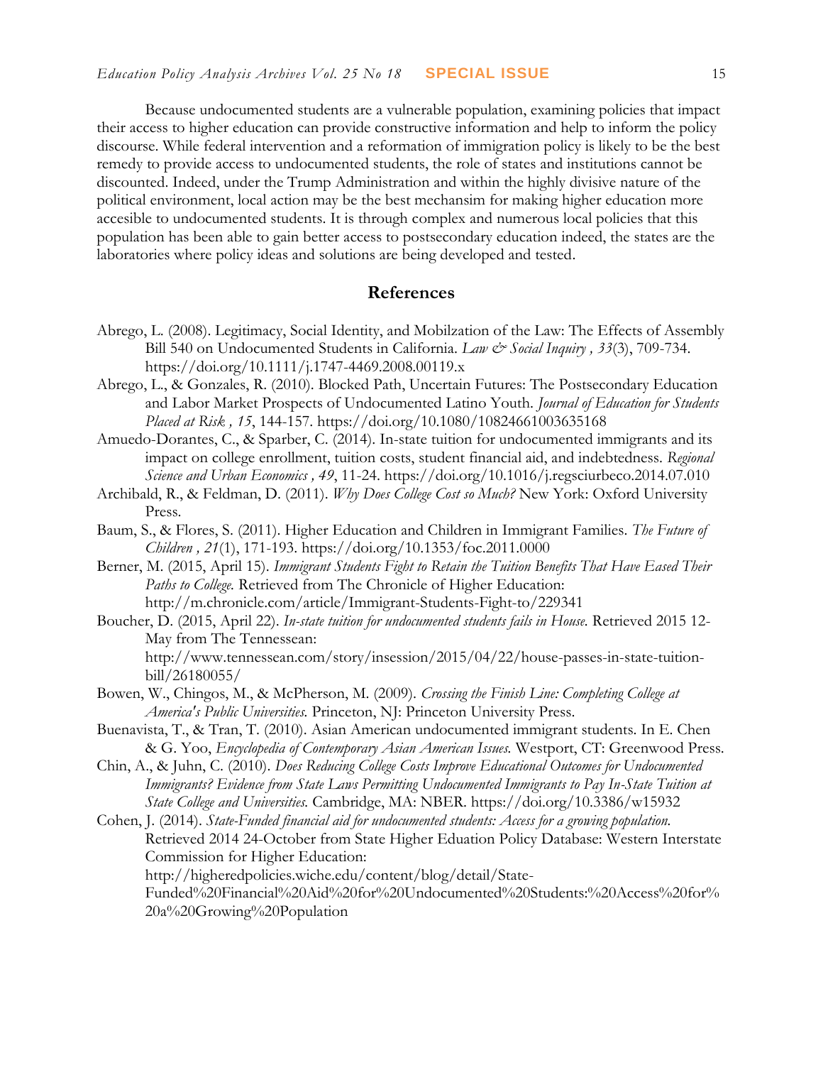Because undocumented students are a vulnerable population, examining policies that impact their access to higher education can provide constructive information and help to inform the policy discourse. While federal intervention and a reformation of immigration policy is likely to be the best remedy to provide access to undocumented students, the role of states and institutions cannot be discounted. Indeed, under the Trump Administration and within the highly divisive nature of the political environment, local action may be the best mechansim for making higher education more accesible to undocumented students. It is through complex and numerous local policies that this population has been able to gain better access to postsecondary education indeed, the states are the laboratories where policy ideas and solutions are being developed and tested.

## References

Abrego, L. (2008). Legitimacy, Social Identity, and Mobilzation of the Law: The Effects of Assembly Bill 540 on Undocumented Students in California. *Law & Social Inquiry , 33*(3), 709-734. https://doi.org/10.1111/j.1747-4469.2008.00119.x

Abrego, L., & Gonzales, R. (2010). Blocked Path, Uncertain Futures: The Postsecondary Education and Labor Market Prospects of Undocumented Latino Youth. *Journal of Education for Students Placed at Risk , 15*, 144-157. https://doi.org/10.1080/10824661003635168

Amuedo-Dorantes, C., & Sparber, C. (2014). In-state tuition for undocumented immigrants and its impact on college enrollment, tuition costs, student financial aid, and indebtedness. *Regional Science and Urban Economics , 49*, 11-24. https://doi.org/10.1016/j.regsciurbeco.2014.07.010

Archibald, R., & Feldman, D. (2011). *Why Does College Cost so Much?* New York: Oxford University Press.

Baum, S., & Flores, S. (2011). Higher Education and Children in Immigrant Families. *The Future of Children , 21*(1), 171-193. https://doi.org/10.1353/foc.2011.0000

Berner, M. (2015, April 15). *Immigrant Students Fight to Retain the Tuition Benefits That Have Eased Their Paths to College.* Retrieved from The Chronicle of Higher Education: http://m.chronicle.com/article/Immigrant-Students-Fight-to/229341

Boucher, D. (2015, April 22). *In-state tuition for undocumented students fails in House.* Retrieved 2015 12-May from The Tennessean: http://www.tennessean.com/story/insession/2015/04/22/house-passes-in-state-tuition-bill/26180055/

Bowen, W., Chingos, M., & McPherson, M. (2009). *Crossing the Finish Line: Completing College at America's Public Universities.* Princeton, NJ: Princeton University Press.

Buenavista, T., & Tran, T. (2010). Asian American undocumented immigrant students. In E. Chen & G. Yoo, *Encyclopedia of Contemporary Asian American Issues.* Westport, CT: Greenwood Press.

Chin, A., & Juhn, C. (2010). *Does Reducing College Costs Improve Educational Outcomes for Undocumented Immigrants? Evidence from State Laws Permitting Undocumented Immigrants to Pay In-State Tuition at State College and Universities.* Cambridge, MA: NBER. https://doi.org/10.3386/w15932

Cohen, J. (2014). *State-Funded financial aid for undocumented students: Access for a growing population.* Retrieved 2014 24-October from State Higher Eduation Policy Database: Western Interstate Commission for Higher Education: http://higheredpolicies.wiche.edu/content/blog/detail/State-Funded%20Financial%20Aid%20for%20Undocumented%20Students:%20Access%20for%20a%20Growing%20Population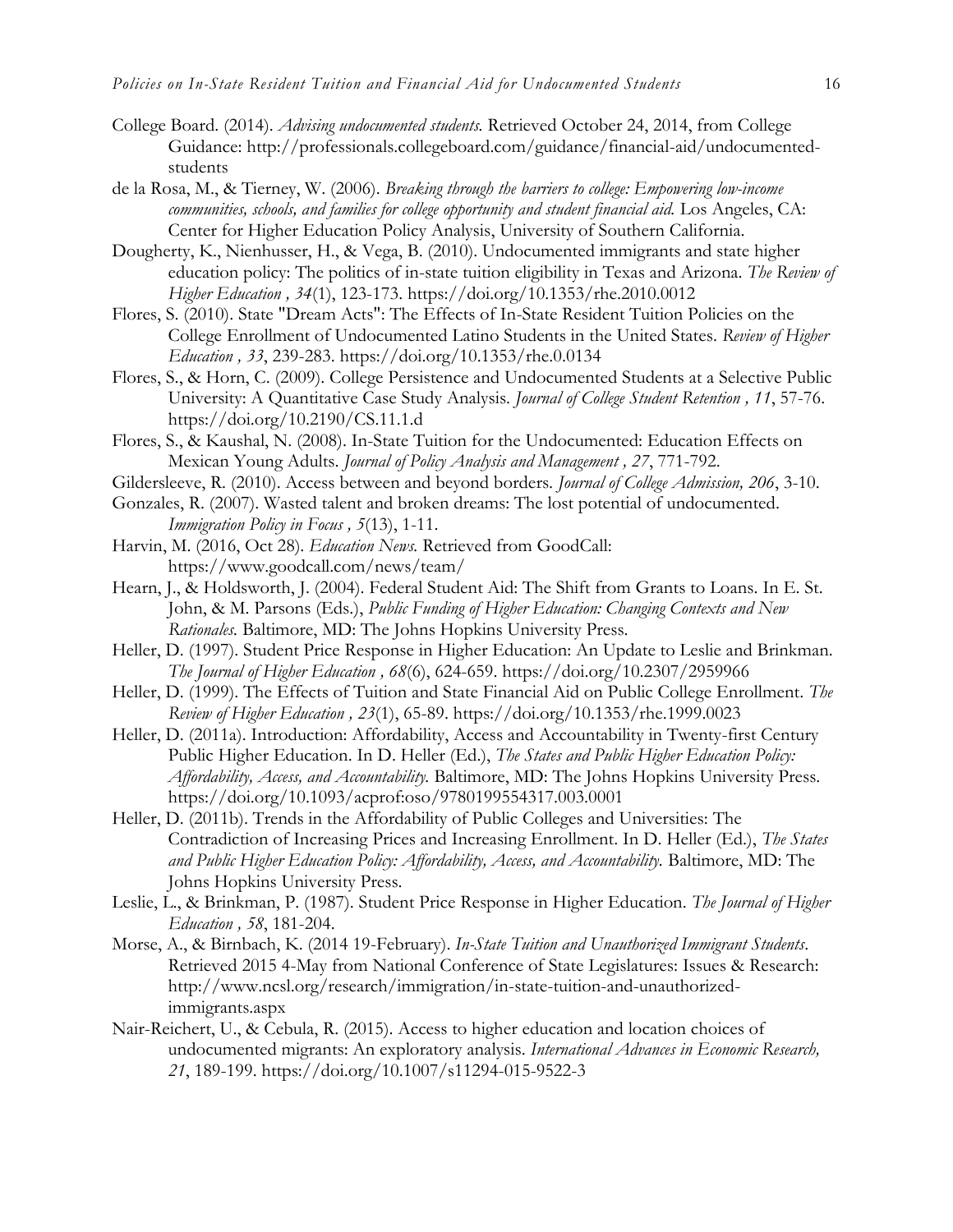College Board. (2014). *Advising undocumented students.* Retrieved October 24, 2014, from College Guidance: http://professionals.collegeboard.com/guidance/financial-aid/undocumented-students

de la Rosa, M., & Tierney, W. (2006). *Breaking through the barriers to college: Empowering low-income communities, schools, and families for college opportunity and student financial aid.* Los Angeles, CA: Center for Higher Education Policy Analysis, University of Southern California.

Dougherty, K., Nienhusser, H., & Vega, B. (2010). Undocumented immigrants and state higher education policy: The politics of in-state tuition eligibility in Texas and Arizona. *The Review of Higher Education , 34*(1), 123-173. https://doi.org/10.1353/rhe.2010.0012

Flores, S. (2010). State "Dream Acts": The Effects of In-State Resident Tuition Policies on the College Enrollment of Undocumented Latino Students in the United States. *Review of Higher Education , 33*, 239-283. https://doi.org/10.1353/rhe.0.0134

Flores, S., & Horn, C. (2009). College Persistence and Undocumented Students at a Selective Public University: A Quantitative Case Study Analysis. *Journal of College Student Retention , 11*, 57-76. https://doi.org/10.2190/CS.11.1.d

Flores, S., & Kaushal, N. (2008). In-State Tuition for the Undocumented: Education Effects on Mexican Young Adults. *Journal of Policy Analysis and Management , 27*, 771-792.

Gildersleeve, R. (2010). Access between and beyond borders. *Journal of College Admission, 206*, 3-10.

Gonzales, R. (2007). Wasted talent and broken dreams: The lost potential of undocumented. *Immigration Policy in Focus , 5*(13), 1-11.

Harvin, M. (2016, Oct 28). *Education News.* Retrieved from GoodCall: https://www.goodcall.com/news/team/

Hearn, J., & Holdsworth, J. (2004). Federal Student Aid: The Shift from Grants to Loans. In E. St. John, & M. Parsons (Eds.), *Public Funding of Higher Education: Changing Contexts and New Rationales.* Baltimore, MD: The Johns Hopkins University Press.

Heller, D. (1997). Student Price Response in Higher Education: An Update to Leslie and Brinkman. *The Journal of Higher Education , 68*(6), 624-659. https://doi.org/10.2307/2959966

Heller, D. (1999). The Effects of Tuition and State Financial Aid on Public College Enrollment. *The Review of Higher Education , 23*(1), 65-89. https://doi.org/10.1353/rhe.1999.0023

Heller, D. (2011a). Introduction: Affordability, Access and Accountability in Twenty-first Century Public Higher Education. In D. Heller (Ed.), *The States and Public Higher Education Policy: Affordability, Access, and Accountability.* Baltimore, MD: The Johns Hopkins University Press. https://doi.org/10.1093/acprof:oso/9780199554317.003.0001

Heller, D. (2011b). Trends in the Affordability of Public Colleges and Universities: The Contradiction of Increasing Prices and Increasing Enrollment. In D. Heller (Ed.), *The States and Public Higher Education Policy: Affordability, Access, and Accountability.* Baltimore, MD: The Johns Hopkins University Press.

Leslie, L., & Brinkman, P. (1987). Student Price Response in Higher Education. *The Journal of Higher Education , 58*, 181-204.

Morse, A., & Birnbach, K. (2014 19-February). *In-State Tuition and Unauthorized Immigrant Students*. Retrieved 2015 4-May from National Conference of State Legislatures: Issues & Research: http://www.ncsl.org/research/immigration/in-state-tuition-and-unauthorized-immigrants.aspx

Nair-Reichert, U., & Cebula, R. (2015). Access to higher education and location choices of undocumented migrants: An exploratory analysis. *International Advances in Economic Research, 21*, 189-199. https://doi.org/10.1007/s11294-015-9522-3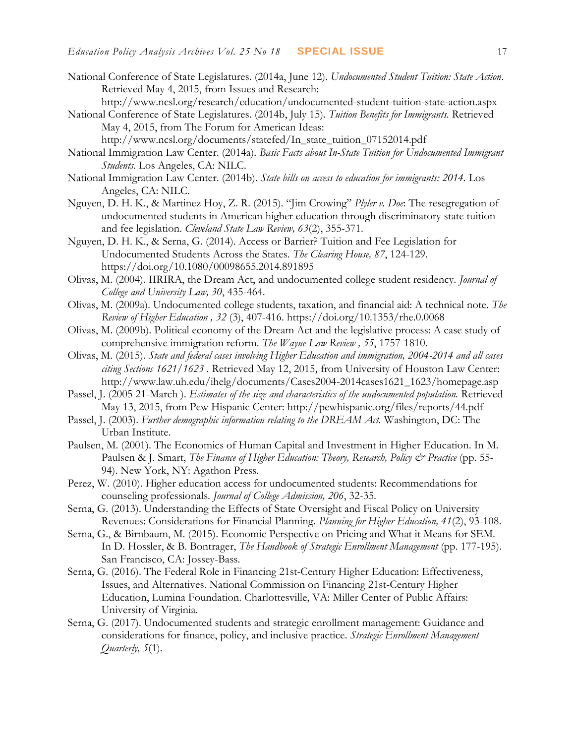National Conference of State Legislatures. (2014a, June 12). *Undocumented Student Tuition: State Action*. Retrieved May 4, 2015, from Issues and Research: http://www.ncsl.org/research/education/undocumented-student-tuition-state-action.aspx

National Conference of State Legislatures. (2014b, July 15). *Tuition Benefits for Immigrants.* Retrieved May 4, 2015, from The Forum for American Ideas: http://www.ncsl.org/documents/statefed/In_state_tuition_07152014.pdf

National Immigration Law Center. (2014a). *Basic Facts about In-State Tuition for Undocumented Immigrant Students.* Los Angeles, CA: NILC.

National Immigration Law Center. (2014b). *State bills on access to education for immigrants: 2014.* Los Angeles, CA: NILC.

Nguyen, D. H. K., & Martinez Hoy, Z. R. (2015). "Jim Crowing" *Plyler v. Doe*: The resegregation of undocumented students in American higher education through discriminatory state tuition and fee legislation. *Cleveland State Law Review, 63*(2), 355-371.

Nguyen, D. H. K., & Serna, G. (2014). Access or Barrier? Tuition and Fee Legislation for Undocumented Students Across the States. *The Clearing House, 87*, 124-129. https://doi.org/10.1080/00098655.2014.891895

Olivas, M. (2004). IIRIRA, the Dream Act, and undocumented college student residency. *Journal of College and University Law, 30*, 435-464.

Olivas, M. (2009a). Undocumented college students, taxation, and financial aid: A technical note. *The Review of Higher Education , 32* (3), 407-416. https://doi.org/10.1353/rhe.0.0068

Olivas, M. (2009b). Political economy of the Dream Act and the legislative process: A case study of comprehensive immigration reform. *The Wayne Law Review , 55*, 1757-1810.

Olivas, M. (2015). *State and federal cases involving Higher Education and immigration, 2004-2014 and all cases citing Sections 1621/1623* . Retrieved May 12, 2015, from University of Houston Law Center: http://www.law.uh.edu/ihelg/documents/Cases2004-2014cases1621_1623/homepage.asp

Passel, J. (2005 21-March ). *Estimates of the size and characteristics of the undocumented population.* Retrieved May 13, 2015, from Pew Hispanic Center: http://pewhispanic.org/files/reports/44.pdf

Passel, J. (2003). *Further demographic information relating to the DREAM Act.* Washington, DC: The Urban Institute.

Paulsen, M. (2001). The Economics of Human Capital and Investment in Higher Education. In M. Paulsen & J. Smart, *The Finance of Higher Education: Theory, Research, Policy & Practice* (pp. 55-94). New York, NY: Agathon Press.

Perez, W. (2010). Higher education access for undocumented students: Recommendations for counseling professionals. *Journal of College Admission, 206*, 32-35.

Serna, G. (2013). Understanding the Effects of State Oversight and Fiscal Policy on University Revenues: Considerations for Financial Planning. *Planning for Higher Education, 41*(2), 93-108.

Serna, G., & Birnbaum, M. (2015). Economic Perspective on Pricing and What it Means for SEM. In D. Hossler, & B. Bontrager, *The Handbook of Strategic Enrollment Management* (pp. 177-195). San Francisco, CA: Jossey-Bass.

Serna, G. (2016). The Federal Role in Financing 21st-Century Higher Education: Effectiveness, Issues, and Alternatives. National Commission on Financing 21st-Century Higher Education, Lumina Foundation. Charlottesville, VA: Miller Center of Public Affairs: University of Virginia.

Serna, G. (2017). Undocumented students and strategic enrollment management: Guidance and considerations for finance, policy, and inclusive practice. *Strategic Enrollment Management Quarterly, 5*(1).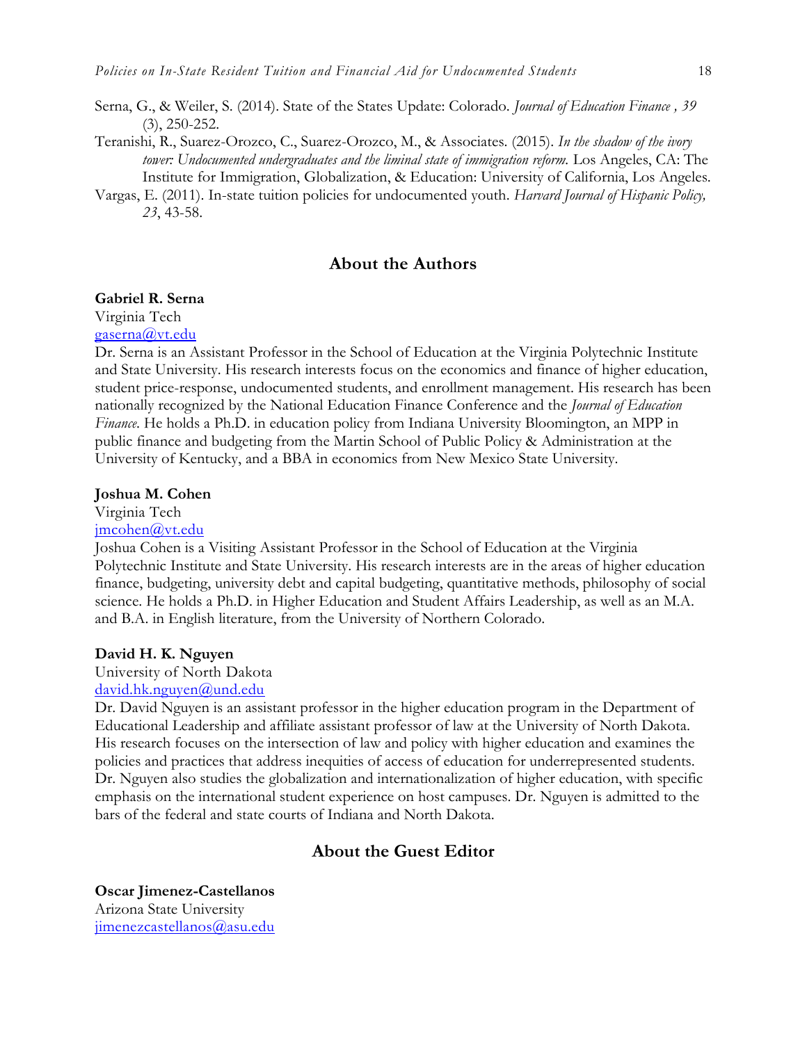Serna, G., & Weiler, S. (2014). State of the States Update: Colorado. *Journal of Education Finance , 39* (3), 250-252.

Teranishi, R., Suarez-Orozco, C., Suarez-Orozco, M., & Associates. (2015). *In the shadow of the ivory tower: Undocumented undergraduates and the liminal state of immigration reform.* Los Angeles, CA: The Institute for Immigration, Globalization, & Education: University of California, Los Angeles.

Vargas, E. (2011). In-state tuition policies for undocumented youth. *Harvard Journal of Hispanic Policy, 23*, 43-58.

## About the Authors

**Gabriel R. Serna**
Virginia Tech
gaserna@vt.edu

Dr. Serna is an Assistant Professor in the School of Education at the Virginia Polytechnic Institute and State University. His research interests focus on the economics and finance of higher education, student price-response, undocumented students, and enrollment management. His research has been nationally recognized by the National Education Finance Conference and the *Journal of Education Finance*. He holds a Ph.D. in education policy from Indiana University Bloomington, an MPP in public finance and budgeting from the Martin School of Public Policy & Administration at the University of Kentucky, and a BBA in economics from New Mexico State University.

**Joshua M. Cohen**
Virginia Tech
jmcohen@vt.edu

Joshua Cohen is a Visiting Assistant Professor in the School of Education at the Virginia Polytechnic Institute and State University. His research interests are in the areas of higher education finance, budgeting, university debt and capital budgeting, quantitative methods, philosophy of social science. He holds a Ph.D. in Higher Education and Student Affairs Leadership, as well as an M.A. and B.A. in English literature, from the University of Northern Colorado.

**David H. K. Nguyen**
University of North Dakota
david.hk.nguyen@und.edu

Dr. David Nguyen is an assistant professor in the higher education program in the Department of Educational Leadership and affiliate assistant professor of law at the University of North Dakota. His research focuses on the intersection of law and policy with higher education and examines the policies and practices that address inequities of access of education for underrepresented students. Dr. Nguyen also studies the globalization and internationalization of higher education, with specific emphasis on the international student experience on host campuses. Dr. Nguyen is admitted to the bars of the federal and state courts of Indiana and North Dakota.

## About the Guest Editor

**Oscar Jimenez-Castellanos**
Arizona State University
jimenezcastellanos@asu.edu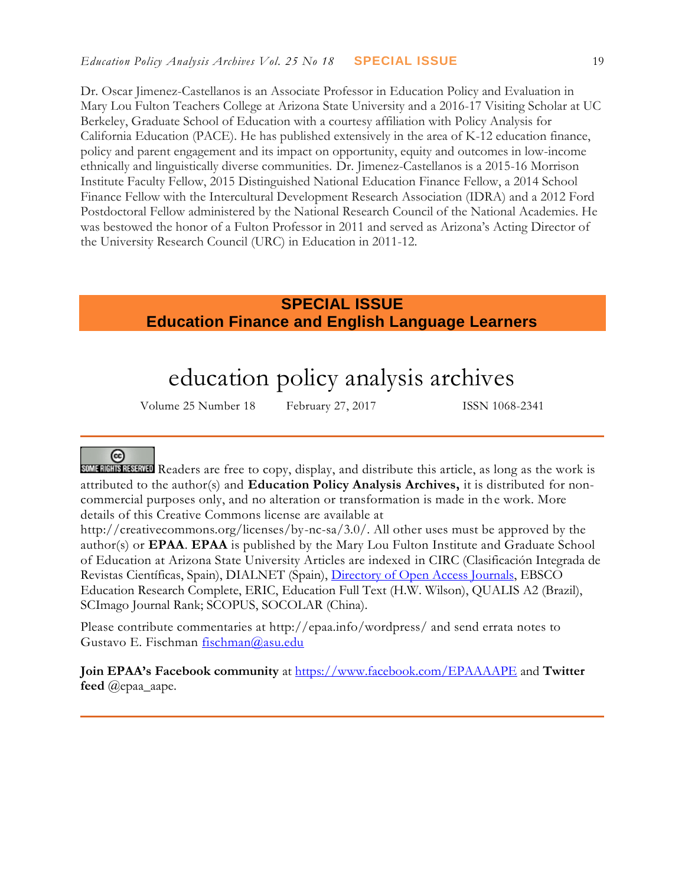Dr. Oscar Jimenez-Castellanos is an Associate Professor in Education Policy and Evaluation in Mary Lou Fulton Teachers College at Arizona State University and a 2016-17 Visiting Scholar at UC Berkeley, Graduate School of Education with a courtesy affiliation with Policy Analysis for California Education (PACE). He has published extensively in the area of K-12 education finance, policy and parent engagement and its impact on opportunity, equity and outcomes in low-income ethnically and linguistically diverse communities. Dr. Jimenez-Castellanos is a 2015-16 Morrison Institute Faculty Fellow, 2015 Distinguished National Education Finance Fellow, a 2014 School Finance Fellow with the Intercultural Development Research Association (IDRA) and a 2012 Ford Postdoctoral Fellow administered by the National Research Council of the National Academies. He was bestowed the honor of a Fulton Professor in 2011 and served as Arizona's Acting Director of the University Research Council (URC) in Education in 2011-12.

**SPECIAL ISSUE**
**Education Finance and English Language Learners**

# education policy analysis archives

Volume 25 Number 18 February 27, 2017 ISSN 1068-2341

---

SOME RIGHTS RESERVED Readers are free to copy, display, and distribute this article, as long as the work is attributed to the author(s) and **Education Policy Analysis Archives,** it is distributed for non-commercial purposes only, and no alteration or transformation is made in the work. More details of this Creative Commons license are available at http://creativecommons.org/licenses/by-nc-sa/3.0/. All other uses must be approved by the author(s) or **EPAA**. **EPAA** is published by the Mary Lou Fulton Institute and Graduate School of Education at Arizona State University Articles are indexed in CIRC (Clasificación Integrada de Revistas Científicas, Spain), DIALNET (Spain), Directory of Open Access Journals, EBSCO Education Research Complete, ERIC, Education Full Text (H.W. Wilson), QUALIS A2 (Brazil), SCImago Journal Rank; SCOPUS, SOCOLAR (China).

Please contribute commentaries at http://epaa.info/wordpress/ and send errata notes to Gustavo E. Fischman fischman@asu.edu

**Join EPAA's Facebook community** at https://www.facebook.com/EPAAAAPE and **Twitter feed** @epaa_aape.

---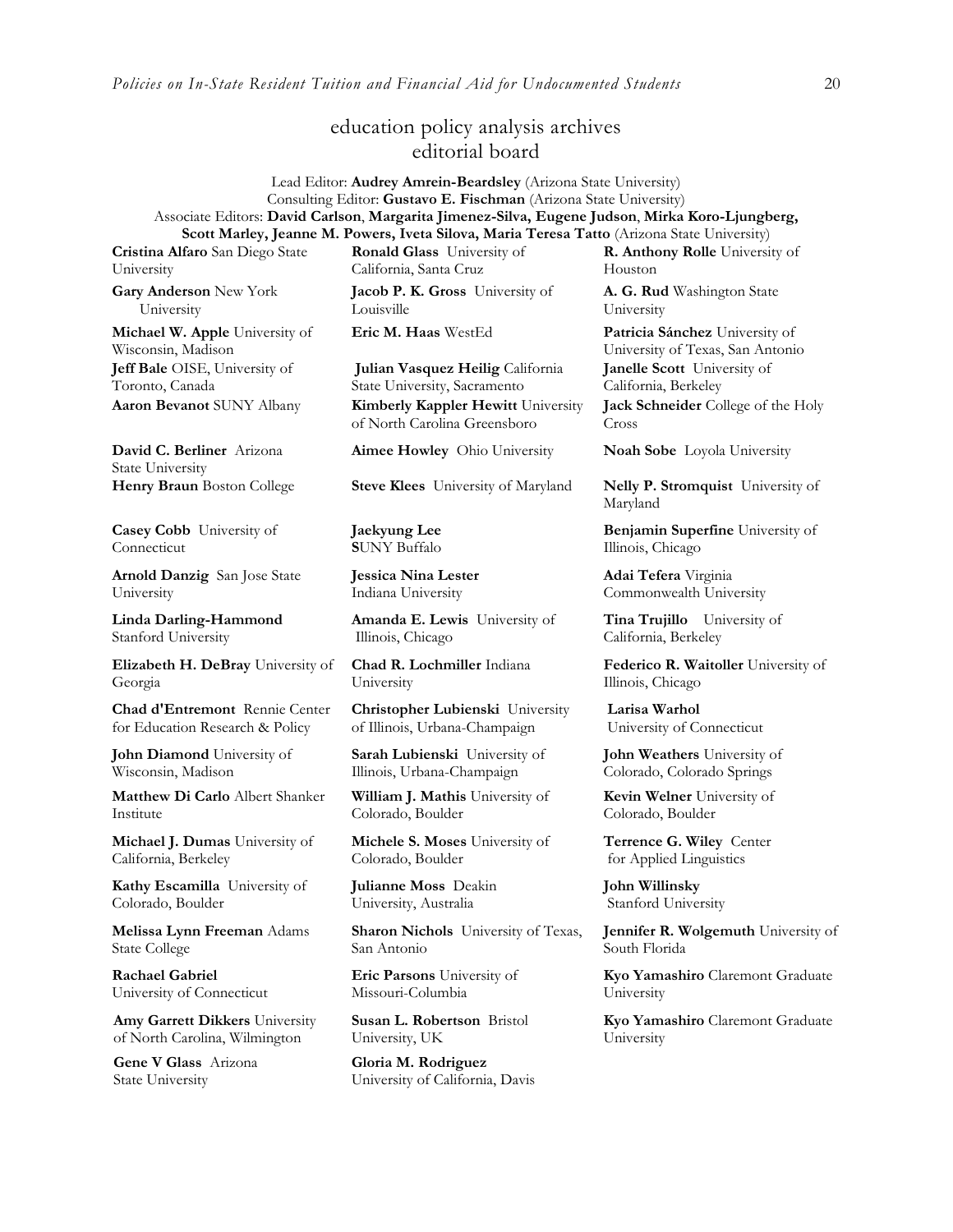# education policy analysis archives
## editorial board

Lead Editor: **Audrey Amrein-Beardsley** (Arizona State University)
Consulting Editor: **Gustavo E. Fischman** (Arizona State University)
Associate Editors: **David Carlson**, **Margarita Jimenez-Silva, Eugene Judson**, **Mirka Koro-Ljungberg, Scott Marley, Jeanne M. Powers, Iveta Silova, Maria Teresa Tatto** (Arizona State University)

**Cristina Alfaro** San Diego State University

**Gary Anderson** New York University

**Michael W. Apple** University of Wisconsin, Madison

**Jeff Bale** OISE, University of Toronto, Canada

**Aaron Bevanot** SUNY Albany

**David C. Berliner** Arizona State University

**Henry Braun** Boston College

**Casey Cobb** University of Connecticut

**Arnold Danzig** San Jose State University

**Linda Darling-Hammond** Stanford University

**Elizabeth H. DeBray** University of Georgia

**Chad d'Entremont** Rennie Center for Education Research & Policy

**John Diamond** University of Wisconsin, Madison

**Matthew Di Carlo** Albert Shanker Institute

**Michael J. Dumas** University of California, Berkeley

**Kathy Escamilla** University of Colorado, Boulder

**Melissa Lynn Freeman** Adams State College

**Rachael Gabriel** University of Connecticut

**Amy Garrett Dikkers** University of North Carolina, Wilmington

**Gene V Glass** Arizona State University

**Ronald Glass** University of California, Santa Cruz

**Jacob P. K. Gross** University of Louisville

**Eric M. Haas** WestEd

**Julian Vasquez Heilig** California State University, Sacramento

**Kimberly Kappler Hewitt** University of North Carolina Greensboro

**Aimee Howley** Ohio University

**Steve Klees** University of Maryland

**Jaekyung Lee** **S**UNY Buffalo

**Jessica Nina Lester** Indiana University

**Amanda E. Lewis** University of Illinois, Chicago

**Chad R. Lochmiller** Indiana University

**Christopher Lubienski** University of Illinois, Urbana-Champaign

**Sarah Lubienski** University of Illinois, Urbana-Champaign

**William J. Mathis** University of Colorado, Boulder

**Michele S. Moses** University of Colorado, Boulder

**Julianne Moss** Deakin University, Australia

**Sharon Nichols** University of Texas, San Antonio

**Eric Parsons** University of Missouri-Columbia

**Susan L. Robertson** Bristol University, UK

**Gloria M. Rodriguez** University of California, Davis

**R. Anthony Rolle** University of Houston

**A. G. Rud** Washington State University

**Patricia Sánchez** University of University of Texas, San Antonio

**Janelle Scott** University of California, Berkeley

**Jack Schneider** College of the Holy Cross

**Noah Sobe** Loyola University

**Nelly P. Stromquist** University of Maryland

**Benjamin Superfine** University of Illinois, Chicago

**Adai Tefera** Virginia Commonwealth University

**Tina Trujillo** University of California, Berkeley

**Federico R. Waitoller** University of Illinois, Chicago

**Larisa Warhol** University of Connecticut

**John Weathers** University of Colorado, Colorado Springs

**Kevin Welner** University of Colorado, Boulder

**Terrence G. Wiley** Center for Applied Linguistics

**John Willinsky** Stanford University

**Jennifer R. Wolgemuth** University of South Florida

**Kyo Yamashiro** Claremont Graduate University

**Kyo Yamashiro** Claremont Graduate University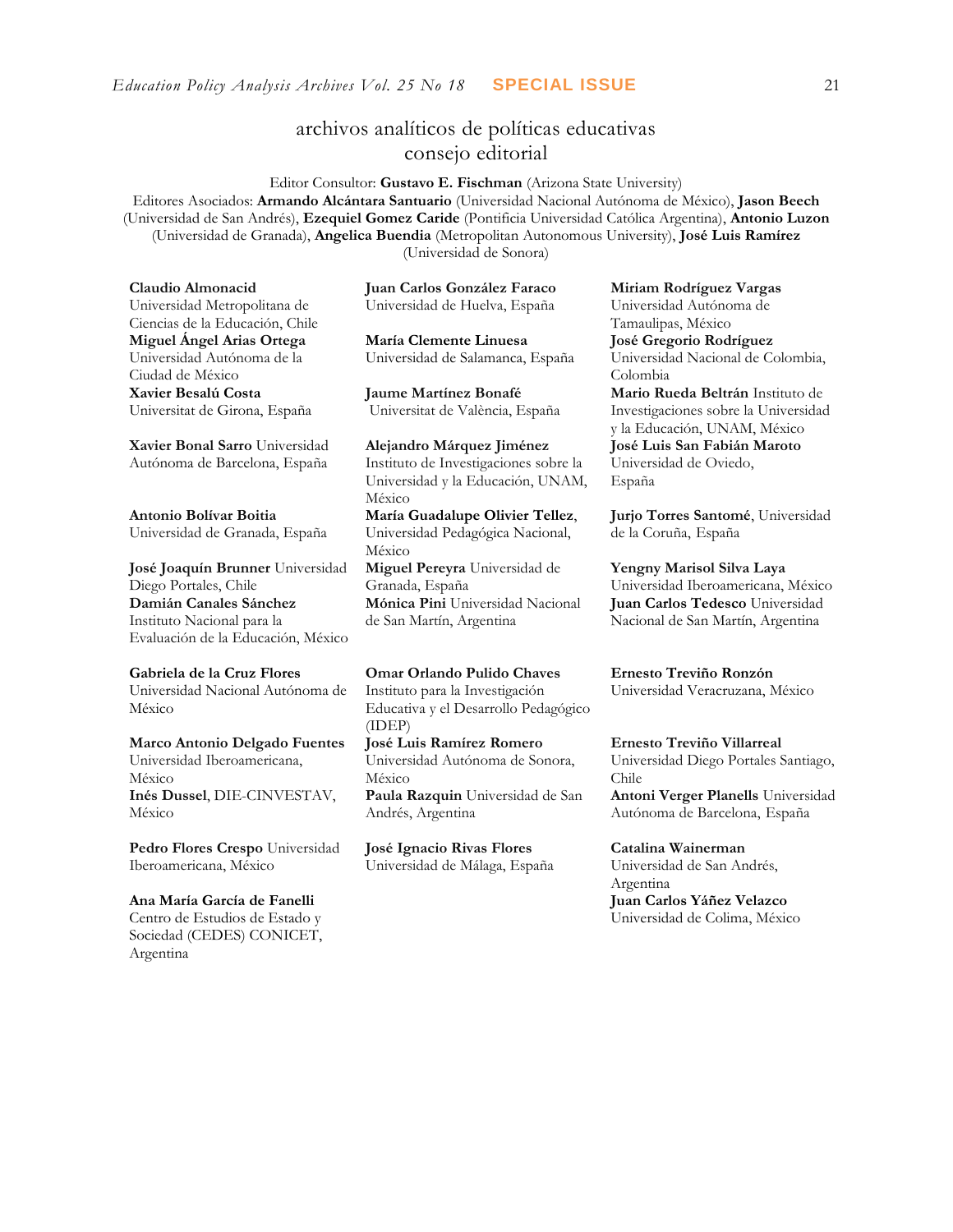# archivos analíticos de políticas educativas
## consejo editorial

Editor Consultor: **Gustavo E. Fischman** (Arizona State University)
Editores Asociados: **Armando Alcántara Santuario** (Universidad Nacional Autónoma de México), **Jason Beech** (Universidad de San Andrés), **Ezequiel Gomez Caride** (Pontificia Universidad Católica Argentina), **Antonio Luzon** (Universidad de Granada), **Angelica Buendia** (Metropolitan Autonomous University), **José Luis Ramírez** (Universidad de Sonora)

**Claudio Almonacid** Universidad Metropolitana de Ciencias de la Educación, Chile
**Miguel Ángel Arias Ortega** Universidad Autónoma de la Ciudad de México
**Xavier Besalú Costa** Universitat de Girona, España

**Xavier Bonal Sarro** Universidad Autónoma de Barcelona, España

**Antonio Bolívar Boitia** Universidad de Granada, España

**José Joaquín Brunner** Universidad Diego Portales, Chile
**Damián Canales Sánchez** Instituto Nacional para la Evaluación de la Educación, México

**Gabriela de la Cruz Flores** Universidad Nacional Autónoma de México

**Marco Antonio Delgado Fuentes** Universidad Iberoamericana, México
**Inés Dussel**, DIE-CINVESTAV, México

**Pedro Flores Crespo** Universidad Iberoamericana, México

**Ana María García de Fanelli** Centro de Estudios de Estado y Sociedad (CEDES) CONICET, Argentina

**Juan Carlos González Faraco** Universidad de Huelva, España

**María Clemente Linuesa** Universidad de Salamanca, España

**Jaume Martínez Bonafé** Universitat de València, España

**Alejandro Márquez Jiménez** Instituto de Investigaciones sobre la Universidad y la Educación, UNAM, México
**María Guadalupe Olivier Tellez**, Universidad Pedagógica Nacional, México
**Miguel Pereyra** Universidad de Granada, España
**Mónica Pini** Universidad Nacional de San Martín, Argentina

**Omar Orlando Pulido Chaves** Instituto para la Investigación Educativa y el Desarrollo Pedagógico (IDEP)
**José Luis Ramírez Romero** Universidad Autónoma de Sonora, México
**Paula Razquin** Universidad de San Andrés, Argentina

**José Ignacio Rivas Flores** Universidad de Málaga, España

**Miriam Rodríguez Vargas** Universidad Autónoma de Tamaulipas, México
**José Gregorio Rodríguez** Universidad Nacional de Colombia, Colombia
**Mario Rueda Beltrán** Instituto de Investigaciones sobre la Universidad y la Educación, UNAM, México
**José Luis San Fabián Maroto** Universidad de Oviedo, España

**Jurjo Torres Santomé**, Universidad de la Coruña, España

**Yengny Marisol Silva Laya** Universidad Iberoamericana, México
**Juan Carlos Tedesco** Universidad Nacional de San Martín, Argentina

**Ernesto Treviño Ronzón** Universidad Veracruzana, México

**Ernesto Treviño Villarreal** Universidad Diego Portales Santiago, Chile
**Antoni Verger Planells** Universidad Autónoma de Barcelona, España

**Catalina Wainerman** Universidad de San Andrés, Argentina
**Juan Carlos Yáñez Velazco** Universidad de Colima, México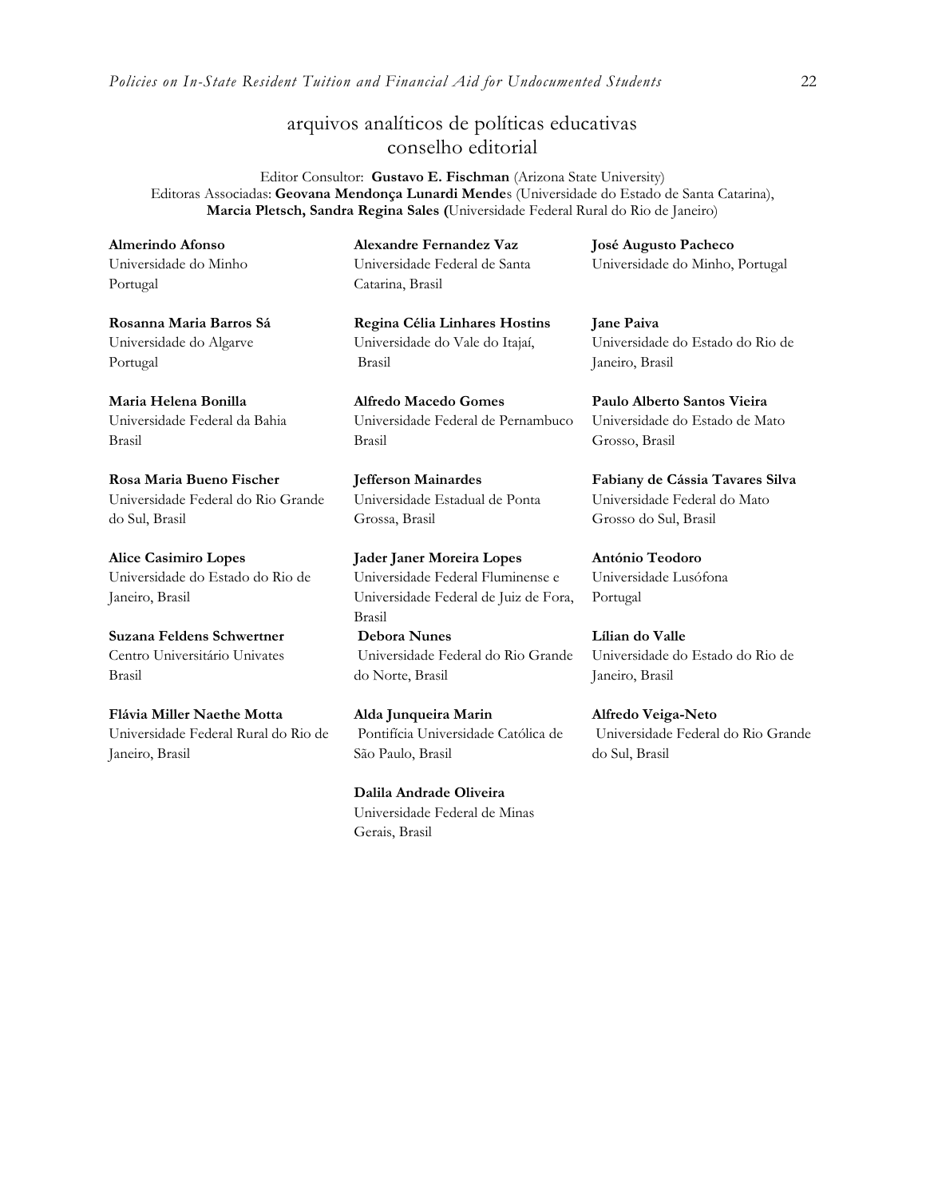## arquivos analíticos de políticas educativas
## conselho editorial

Editor Consultor: **Gustavo E. Fischman** (Arizona State University)
Editoras Associadas: **Geovana Mendonça Lunardi Mende**s (Universidade do Estado de Santa Catarina), **Marcia Pletsch, Sandra Regina Sales (**Universidade Federal Rural do Rio de Janeiro)

**Almerindo Afonso**
Universidade do Minho
Portugal

**Rosanna Maria Barros Sá**
Universidade do Algarve
Portugal

**Maria Helena Bonilla**
Universidade Federal da Bahia
Brasil

**Rosa Maria Bueno Fischer**
Universidade Federal do Rio Grande do Sul, Brasil

**Alice Casimiro Lopes**
Universidade do Estado do Rio de Janeiro, Brasil

**Suzana Feldens Schwertner**
Centro Universitário Univates
Brasil

**Flávia Miller Naethe Motta**
Universidade Federal Rural do Rio de Janeiro, Brasil

**Alexandre Fernandez Vaz**
Universidade Federal de Santa Catarina, Brasil

**Regina Célia Linhares Hostins**
Universidade do Vale do Itajaí, Brasil

**Alfredo Macedo Gomes**
Universidade Federal de Pernambuco
Brasil

**Jefferson Mainardes**
Universidade Estadual de Ponta Grossa, Brasil

**Jader Janer Moreira Lopes**
Universidade Federal Fluminense e Universidade Federal de Juiz de Fora, Brasil

**Debora Nunes**
Universidade Federal do Rio Grande do Norte, Brasil

**Alda Junqueira Marin**
Pontifícia Universidade Católica de São Paulo, Brasil

**Dalila Andrade Oliveira**
Universidade Federal de Minas Gerais, Brasil

**José Augusto Pacheco**
Universidade do Minho, Portugal

**Jane Paiva**
Universidade do Estado do Rio de Janeiro, Brasil

**Paulo Alberto Santos Vieira**
Universidade do Estado de Mato Grosso, Brasil

**Fabiany de Cássia Tavares Silva**
Universidade Federal do Mato Grosso do Sul, Brasil

**António Teodoro**
Universidade Lusófona
Portugal

**Lílian do Valle**
Universidade do Estado do Rio de Janeiro, Brasil

**Alfredo Veiga-Neto**
Universidade Federal do Rio Grande do Sul, Brasil